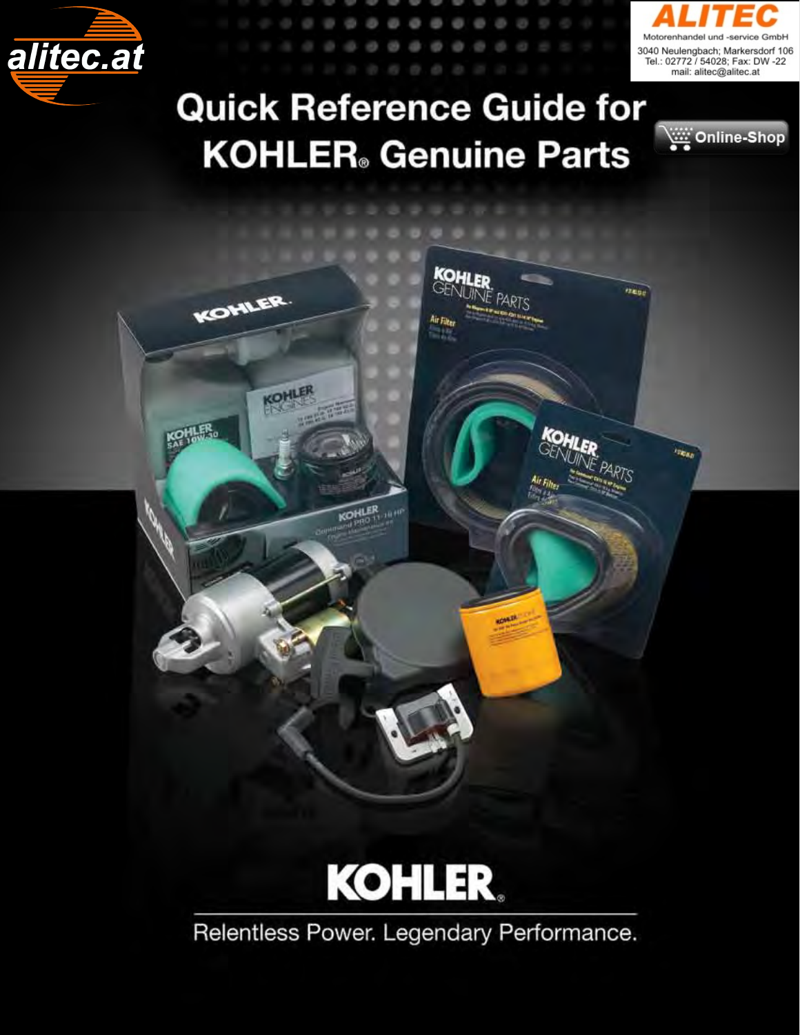alitec.at

**ALITEC**

Motorenhandel und -service GmbH

3040 Neulengbach; Markersdorf 106
Tel.: 02772 / 54028; Fax: DW -22
mail: alitec@alitec.at

# Quick Reference Guide for KOHLER® Genuine Parts

Online-Shop

KOHLER®

Relentless Power. Legendary Performance.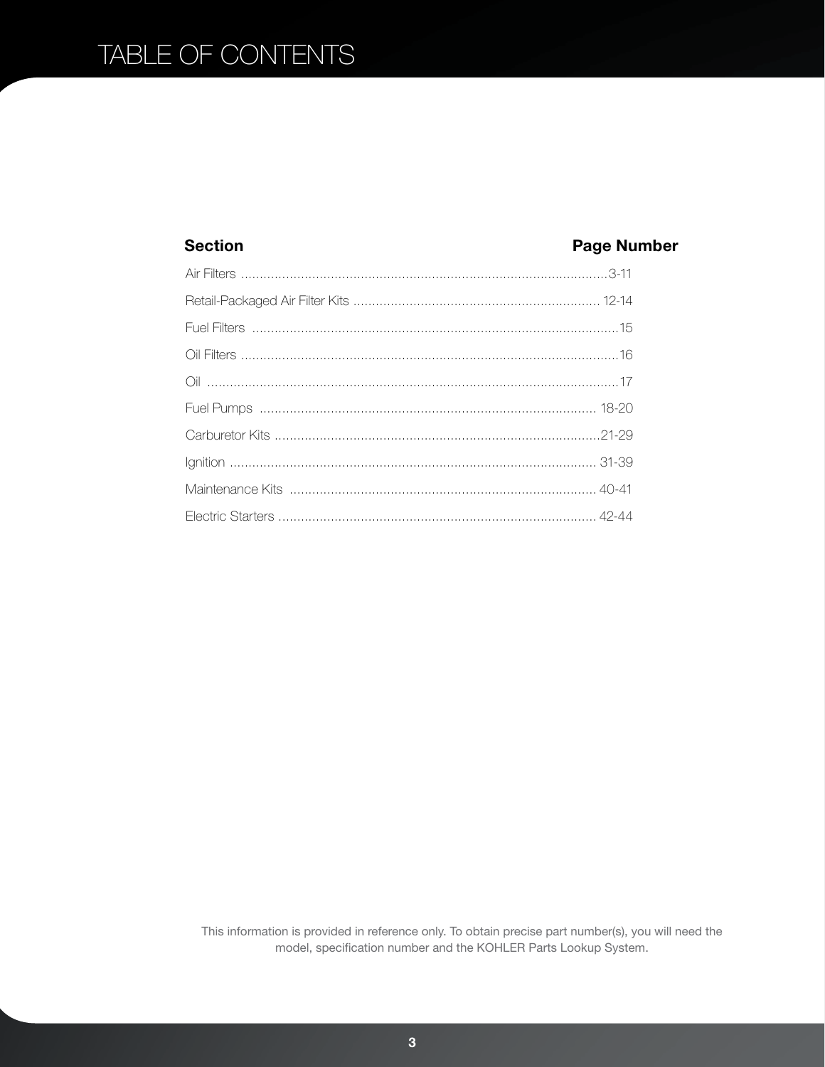# TABLE OF CONTENTS

| Section | Page Number |
| --- | --- |
| Air Filters | 3-11 |
| Retail-Packaged Air Filter Kits | 12-14 |
| Fuel Filters | 15 |
| Oil Filters | 16 |
| Oil | 17 |
| Fuel Pumps | 18-20 |
| Carburetor Kits | 21-29 |
| Ignition | 31-39 |
| Maintenance Kits | 40-41 |
| Electric Starters | 42-44 |

This information is provided in reference only. To obtain precise part number(s), you will need the model, specification number and the KOHLER Parts Lookup System.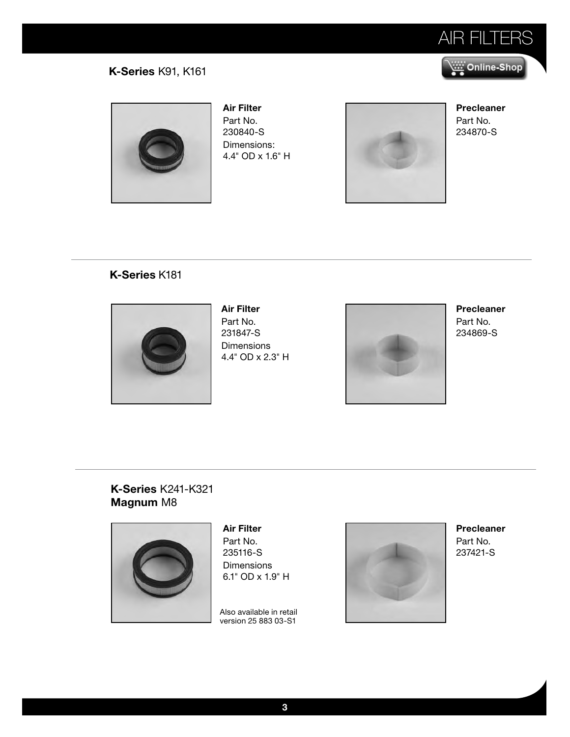# AIR FILTERS

## K-Series K91, K161

**Air Filter**
Part No.
230840-S
Dimensions:
4.4" OD x 1.6" H

**Precleaner**
Part No.
234870-S

---

## K-Series K181

**Air Filter**
Part No.
231847-S
Dimensions
4.4" OD x 2.3" H

**Precleaner**
Part No.
234869-S

---

## K-Series K241-K321
## Magnum M8

**Air Filter**
Part No.
235116-S
Dimensions
6.1" OD x 1.9" H

Also available in retail version 25 883 03-S1

**Precleaner**
Part No.
237421-S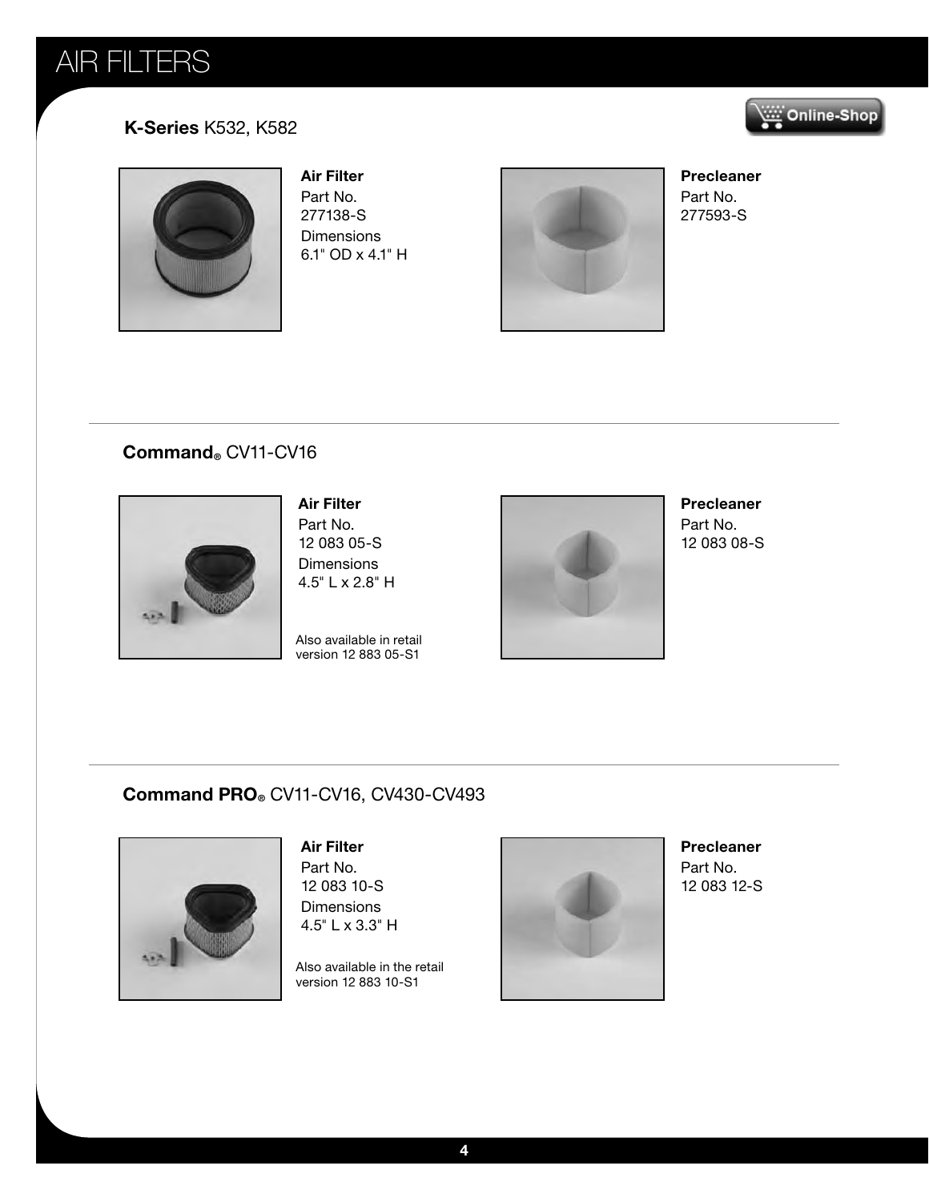# AIR FILTERS

## **K-Series** K532, K582

**Air Filter**
Part No.
277138-S
Dimensions
6.1" OD x 4.1" H

**Precleaner**
Part No.
277593-S

## **Command®** CV11-CV16

**Air Filter**
Part No.
12 083 05-S
Dimensions
4.5" L x 2.8" H

Also available in retail version 12 883 05-S1

**Precleaner**
Part No.
12 083 08-S

## **Command PRO®** CV11-CV16, CV430-CV493

**Air Filter**
Part No.
12 083 10-S
Dimensions
4.5" L x 3.3" H

Also available in the retail version 12 883 10-S1

**Precleaner**
Part No.
12 083 12-S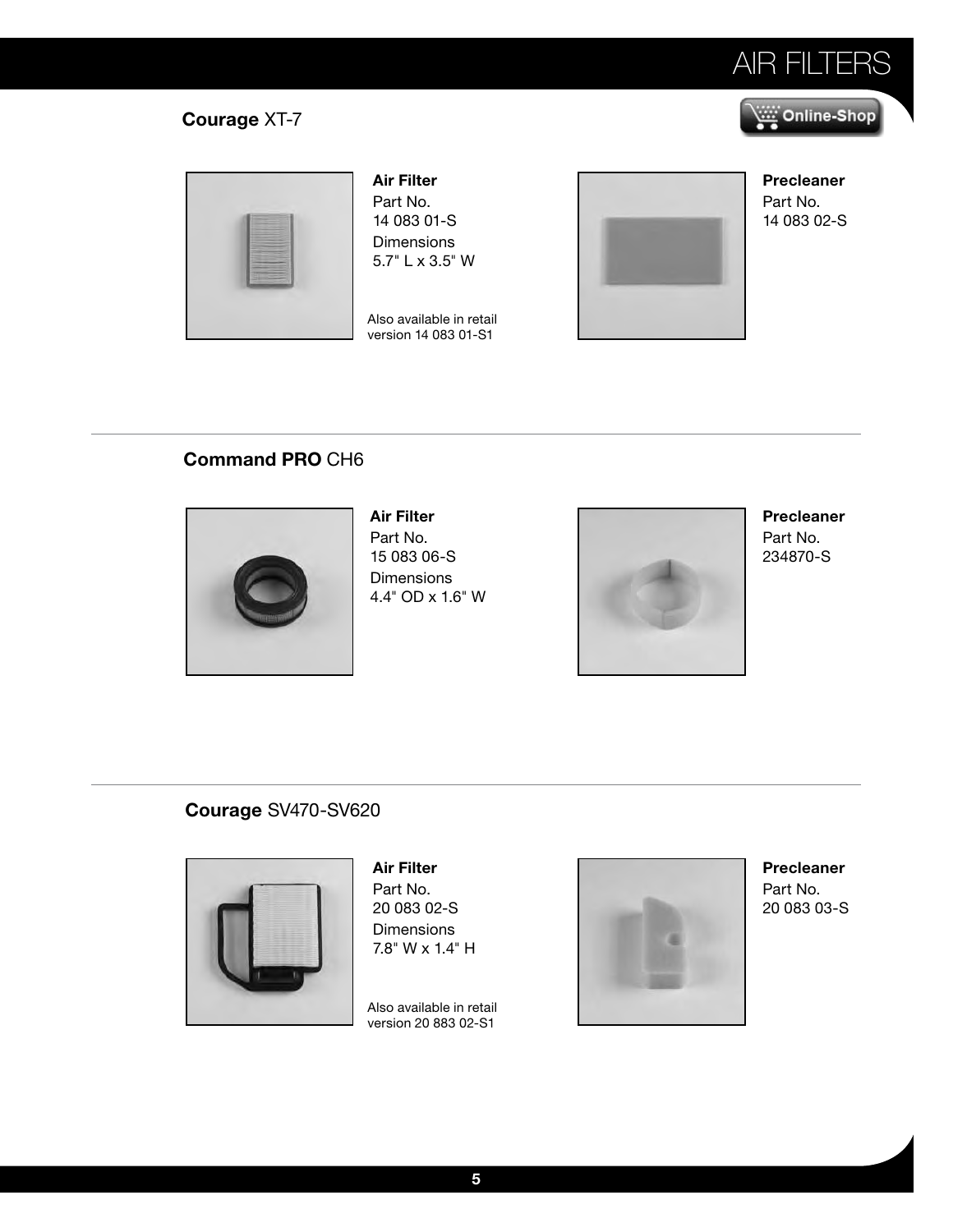# AIR FILTERS

## **Courage** XT-7

**Air Filter**
Part No.
14 083 01-S
Dimensions
5.7" L x 3.5" W

Also available in retail version 14 083 01-S1

**Precleaner**
Part No.
14 083 02-S

## **Command PRO** CH6

**Air Filter**
Part No.
15 083 06-S
Dimensions
4.4" OD x 1.6" W

**Precleaner**
Part No.
234870-S

## **Courage** SV470-SV620

**Air Filter**
Part No.
20 083 02-S
Dimensions
7.8" W x 1.4" H

Also available in retail version 20 883 02-S1

**Precleaner**
Part No.
20 083 03-S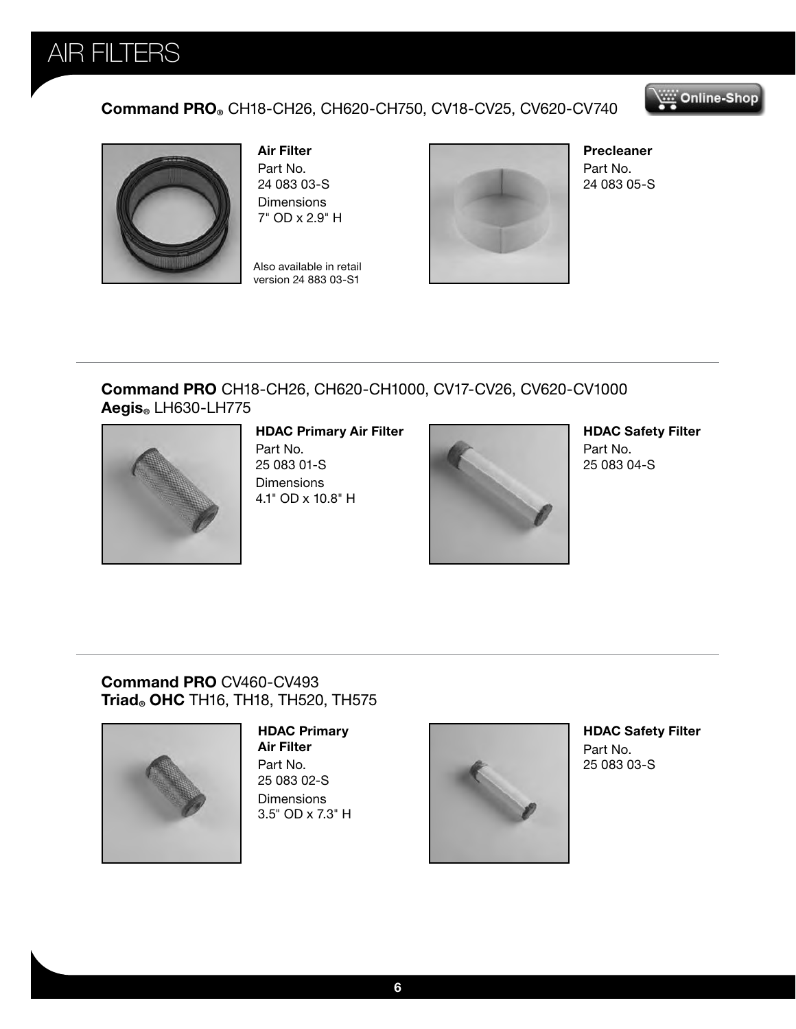# AIR FILTERS

## **Command PRO®** CH18-CH26, CH620-CH750, CV18-CV25, CV620-CV740

Online-Shop

**Air Filter**
Part No.
24 083 03-S
Dimensions
7" OD x 2.9" H

Also available in retail version 24 883 03-S1

**Precleaner**
Part No.
24 083 05-S

---

## **Command PRO** CH18-CH26, CH620-CH1000, CV17-CV26, CV620-CV1000
## **Aegis®** LH630-LH775

**HDAC Primary Air Filter**
Part No.
25 083 01-S
Dimensions
4.1" OD x 10.8" H

**HDAC Safety Filter**
Part No.
25 083 04-S

---

## **Command PRO** CV460-CV493
## **Triad® OHC** TH16, TH18, TH520, TH575

**HDAC Primary Air Filter**
Part No.
25 083 02-S
Dimensions
3.5" OD x 7.3" H

**HDAC Safety Filter**
Part No.
25 083 03-S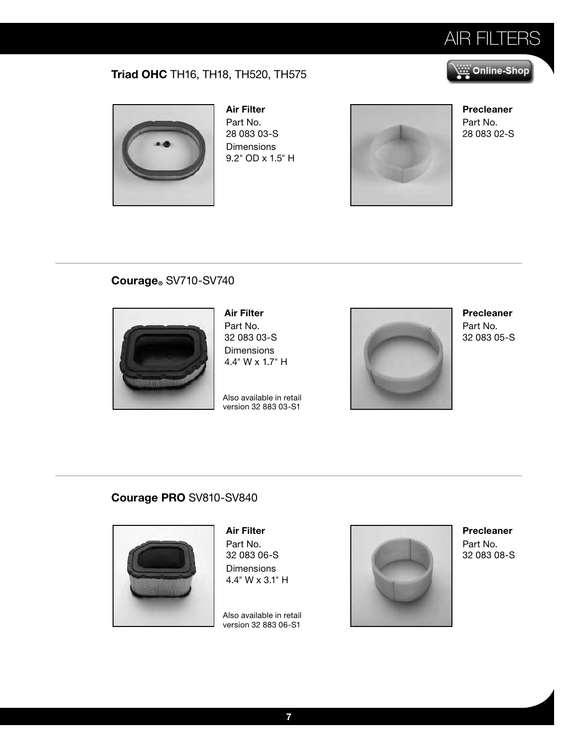# AIR FILTERS

## **Triad OHC** TH16, TH18, TH520, TH575

**Air Filter**
Part No.
28 083 03-S
Dimensions
9.2" OD x 1.5" H

**Precleaner**
Part No.
28 083 02-S

## **Courage®** SV710-SV740

**Air Filter**
Part No.
32 083 03-S
Dimensions
4.4" W x 1.7" H

Also available in retail version 32 883 03-S1

**Precleaner**
Part No.
32 083 05-S

## **Courage PRO** SV810-SV840

**Air Filter**
Part No.
32 083 06-S
Dimensions
4.4" W x 3.1" H

Also available in retail version 32 883 06-S1

**Precleaner**
Part No.
32 083 08-S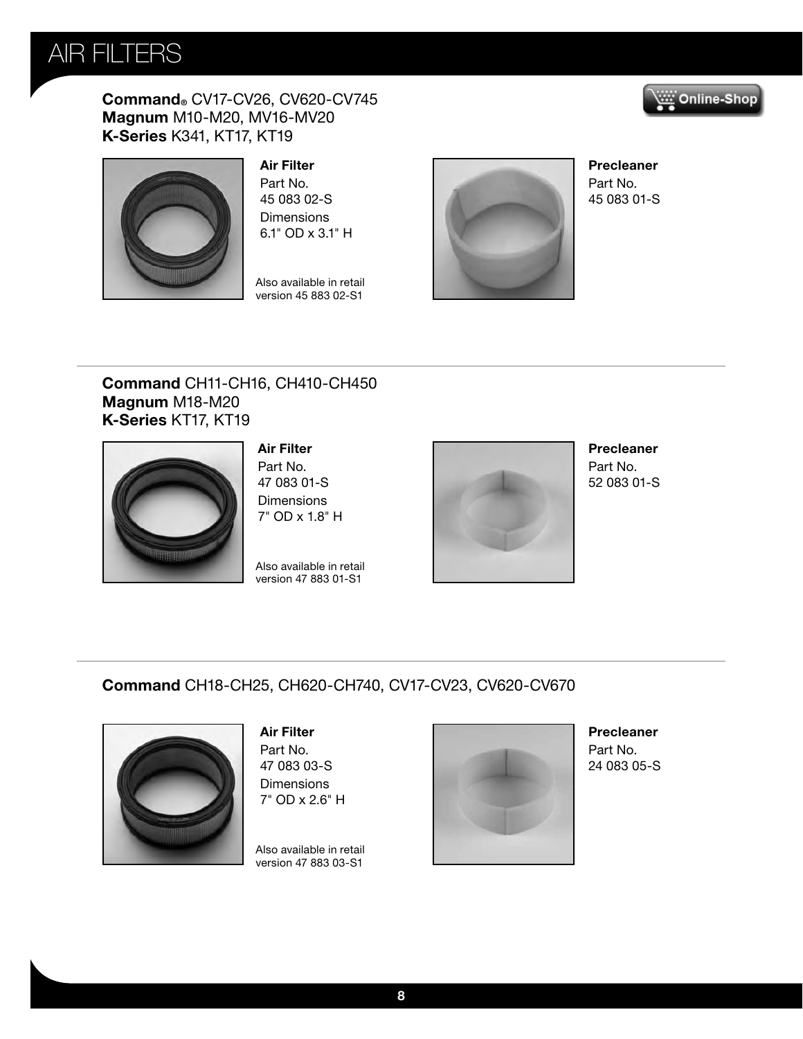# AIR FILTERS

**Command®** CV17-CV26, CV620-CV745
**Magnum** M10-M20, MV16-MV20
**K-Series** K341, KT17, KT19

Online-Shop

**Air Filter**
Part No.
45 083 02-S
Dimensions
6.1" OD x 3.1" H

Also available in retail version 45 883 02-S1

**Precleaner**
Part No.
45 083 01-S

---

**Command** CH11-CH16, CH410-CH450
**Magnum** M18-M20
**K-Series** KT17, KT19

**Air Filter**
Part No.
47 083 01-S
Dimensions
7" OD x 1.8" H

Also available in retail version 47 883 01-S1

**Precleaner**
Part No.
52 083 01-S

---

**Command** CH18-CH25, CH620-CH740, CV17-CV23, CV620-CV670

**Air Filter**
Part No.
47 083 03-S
Dimensions
7" OD x 2.6" H

Also available in retail version 47 883 03-S1

**Precleaner**
Part No.
24 083 05-S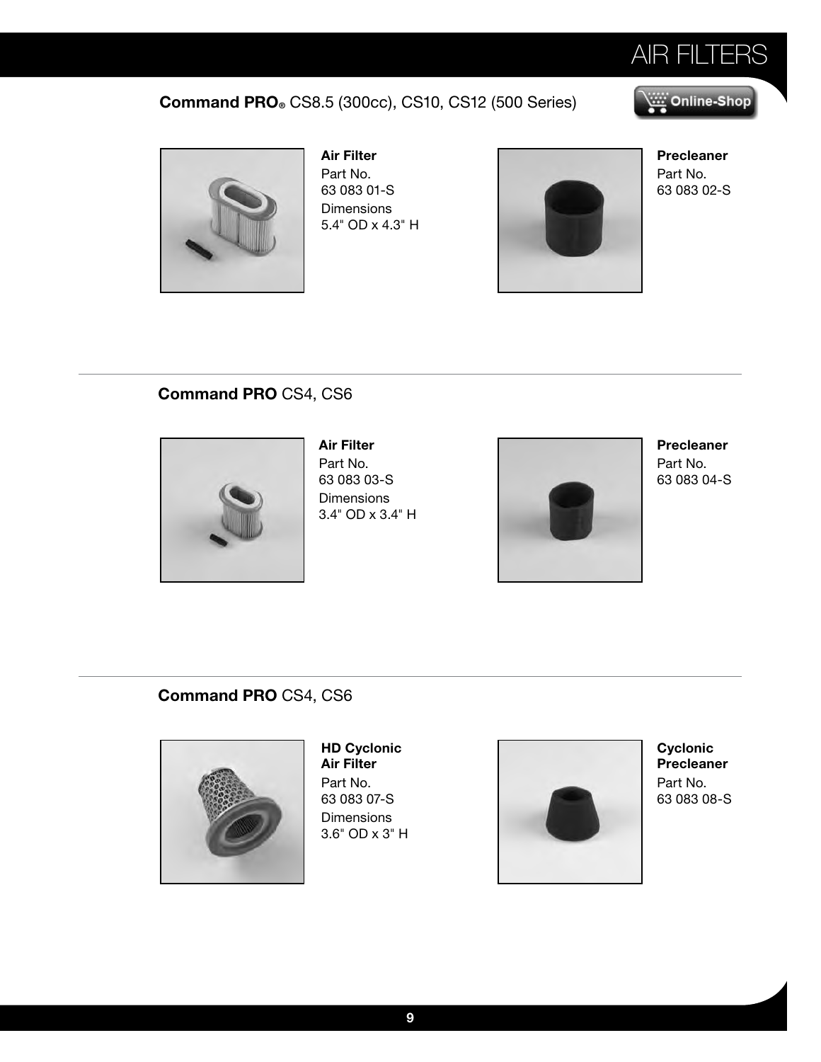# AIR FILTERS

## **Command PRO**® CS8.5 (300cc), CS10, CS12 (500 Series)

Online-Shop

**Air Filter**
Part No.
63 083 01-S
Dimensions
5.4" OD x 4.3" H

**Precleaner**
Part No.
63 083 02-S

## **Command PRO** CS4, CS6

**Air Filter**
Part No.
63 083 03-S
Dimensions
3.4" OD x 3.4" H

**Precleaner**
Part No.
63 083 04-S

## **Command PRO** CS4, CS6

**HD Cyclonic Air Filter**
Part No.
63 083 07-S
Dimensions
3.6" OD x 3" H

**Cyclonic Precleaner**
Part No.
63 083 08-S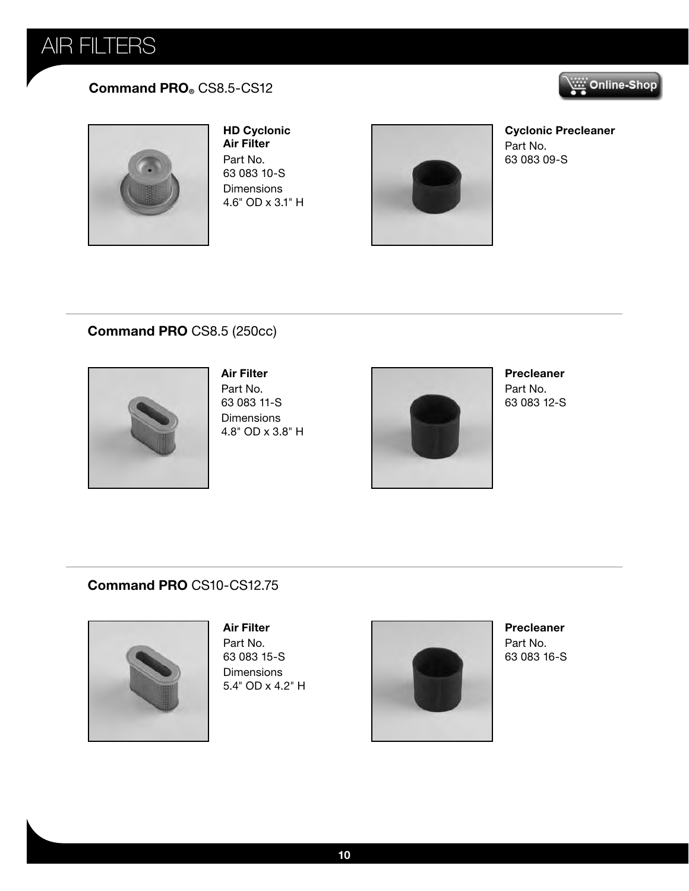# AIR FILTERS

## **Command PRO®** CS8.5-CS12

**HD Cyclonic Air Filter**
Part No.
63 083 10-S
Dimensions
4.6" OD x 3.1" H

**Cyclonic Precleaner**
Part No.
63 083 09-S

---

## **Command PRO** CS8.5 (250cc)

**Air Filter**
Part No.
63 083 11-S
Dimensions
4.8" OD x 3.8" H

**Precleaner**
Part No.
63 083 12-S

---

## **Command PRO** CS10-CS12.75

**Air Filter**
Part No.
63 083 15-S
Dimensions
5.4" OD x 4.2" H

**Precleaner**
Part No.
63 083 16-S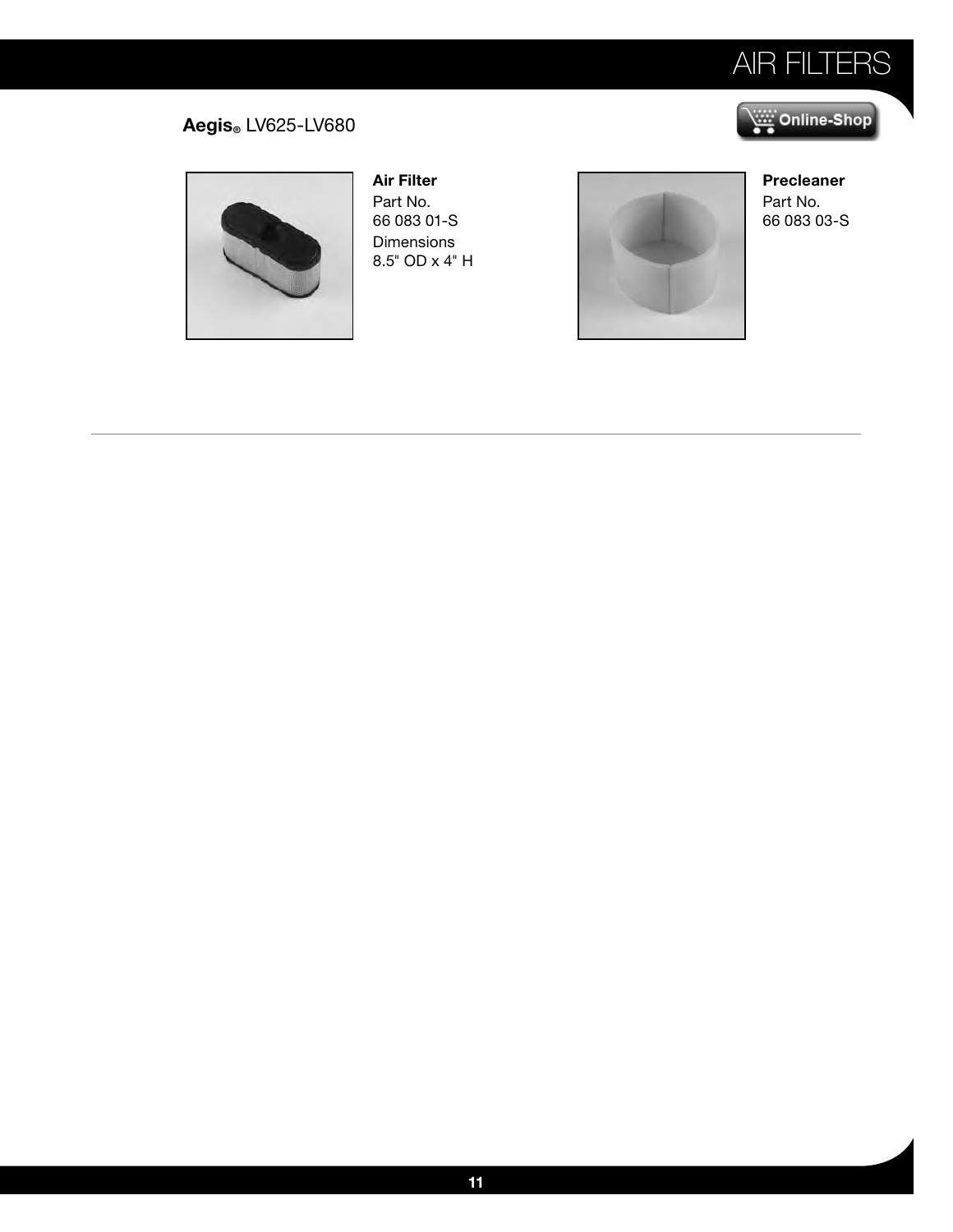# AIR FILTERS

## **Aegis**® LV625-LV680

**Air Filter**
Part No.
66 083 01-S
Dimensions
8.5" OD x 4" H

**Precleaner**
Part No.
66 083 03-S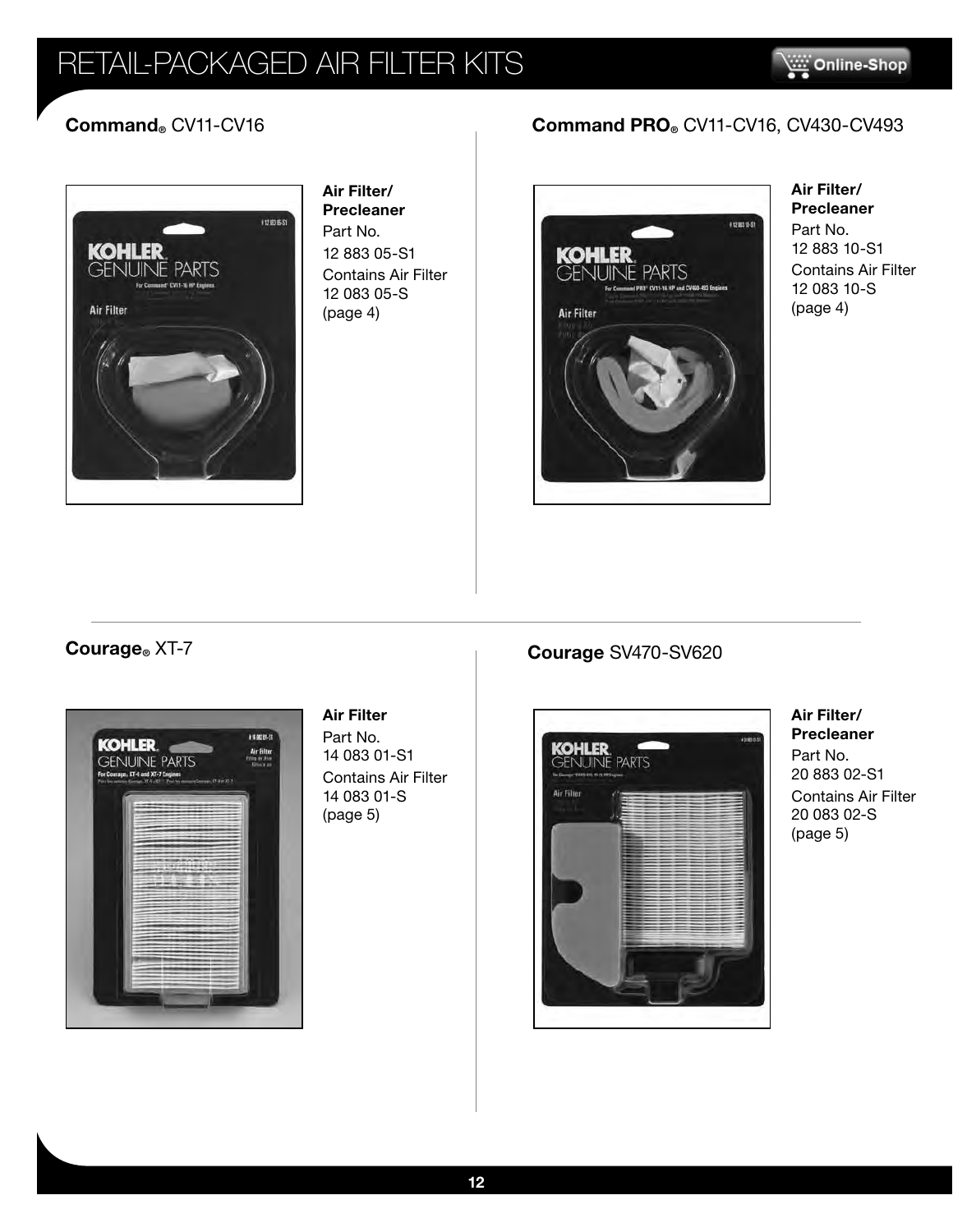# RETAIL-PACKAGED AIR FILTER KITS

## **Command®** CV11-CV16

**Air Filter/ Precleaner**
Part No.
12 883 05-S1
Contains Air Filter 12 083 05-S (page 4)

## **Command PRO®** CV11-CV16, CV430-CV493

**Air Filter/ Precleaner**
Part No.
12 883 10-S1
Contains Air Filter 12 083 10-S (page 4)

## **Courage®** XT-7

**Air Filter**
Part No.
14 083 01-S1
Contains Air Filter 14 083 01-S (page 5)

## **Courage** SV470-SV620

**Air Filter/ Precleaner**
Part No.
20 883 02-S1
Contains Air Filter 20 083 02-S (page 5)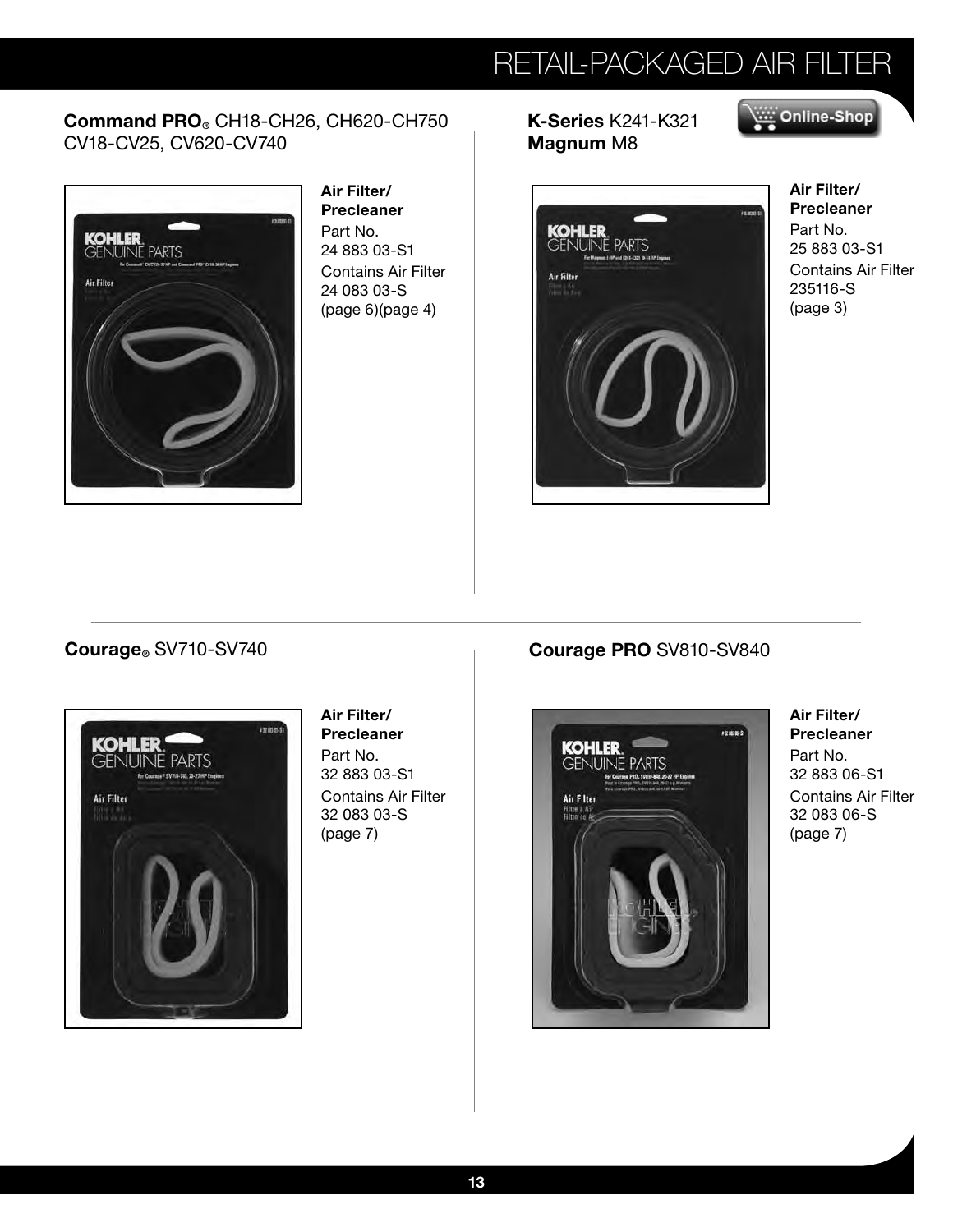# RETAIL-PACKAGED AIR FILTER

## **Command PRO®** CH18-CH26, CH620-CH750 CV18-CV25, CV620-CV740

**Air Filter/ Precleaner**
Part No.
24 883 03-S1
Contains Air Filter
24 083 03-S
(page 6)(page 4)

## **K-Series** K241-K321 **Magnum** M8

Online-Shop

**Air Filter/ Precleaner**
Part No.
25 883 03-S1
Contains Air Filter
235116-S
(page 3)

## **Courage®** SV710-SV740

**Air Filter/ Precleaner**
Part No.
32 883 03-S1
Contains Air Filter
32 083 03-S
(page 7)

## **Courage PRO** SV810-SV840

**Air Filter/ Precleaner**
Part No.
32 883 06-S1
Contains Air Filter
32 083 06-S
(page 7)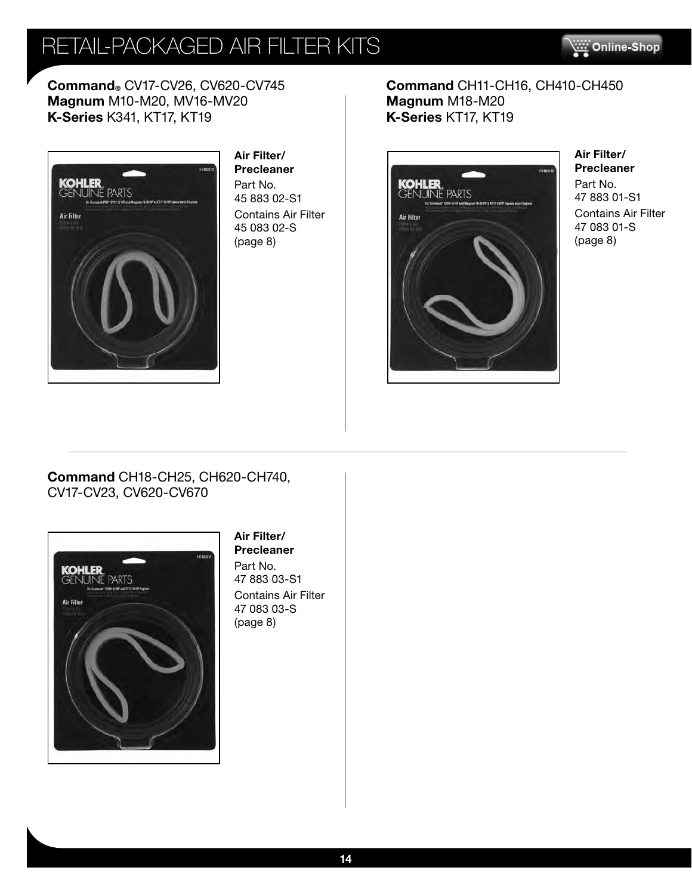# RETAIL-PACKAGED AIR FILTER KITS

**Command®** CV17-CV26, CV620-CV745
**Magnum** M10-M20, MV16-MV20
**K-Series** K341, KT17, KT19

**Air Filter/ Precleaner**
Part No.
45 883 02-S1
Contains Air Filter
45 083 02-S
(page 8)

**Command** CH11-CH16, CH410-CH450
**Magnum** M18-M20
**K-Series** KT17, KT19

**Air Filter/ Precleaner**
Part No.
47 883 01-S1
Contains Air Filter
47 083 01-S
(page 8)

**Command** CH18-CH25, CH620-CH740,
CV17-CV23, CV620-CV670

**Air Filter/ Precleaner**
Part No.
47 883 03-S1
Contains Air Filter
47 083 03-S
(page 8)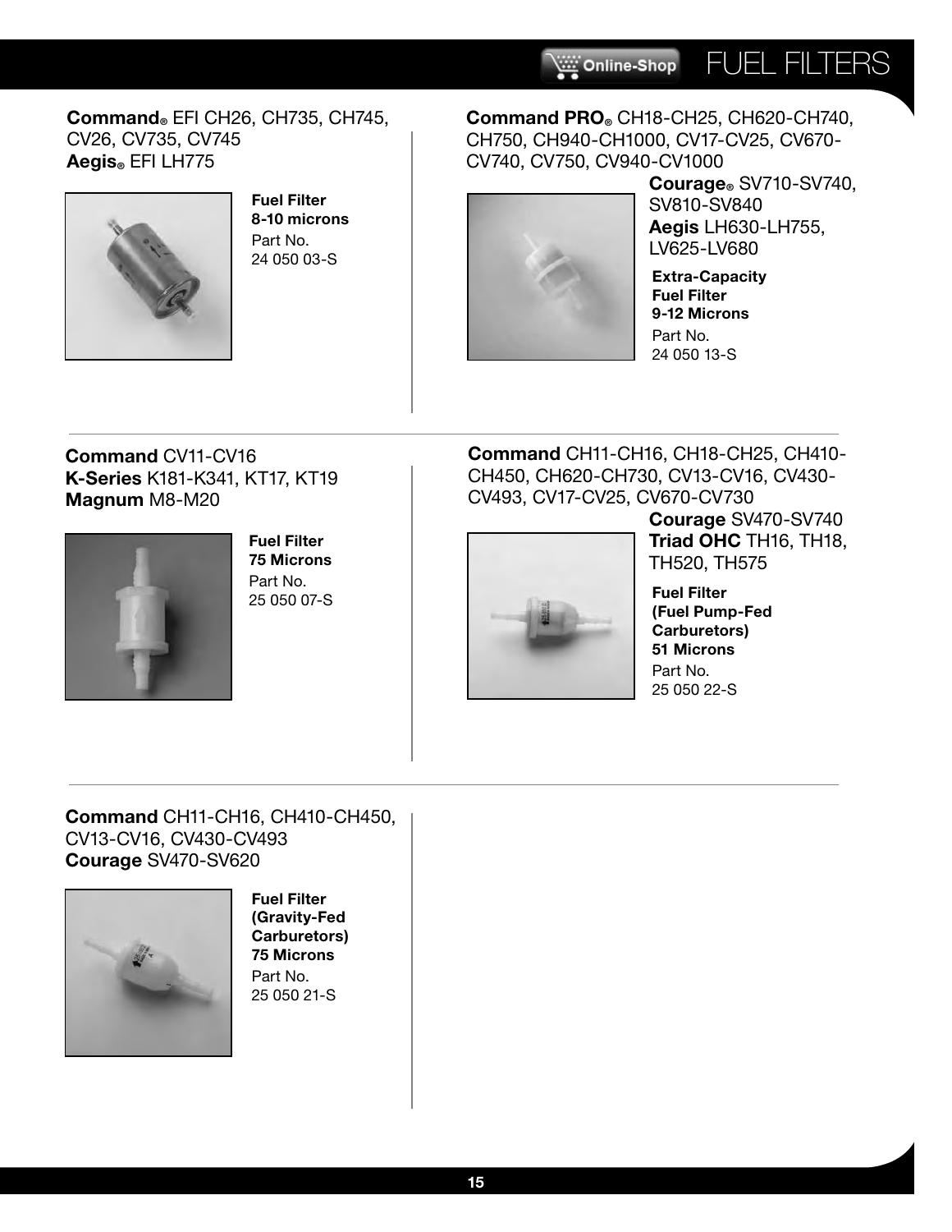# FUEL FILTERS

**Command®** EFI CH26, CH735, CH745, CV26, CV735, CV745
**Aegis®** EFI LH775

**Fuel Filter**
**8-10 microns**
Part No.
24 050 03-S

---

**Command PRO®** CH18-CH25, CH620-CH740, CH750, CH940-CH1000, CV17-CV25, CV670-CV740, CV750, CV940-CV1000
**Courage®** SV710-SV740, SV810-SV840
**Aegis** LH630-LH755, LV625-LV680

**Extra-Capacity Fuel Filter**
**9-12 Microns**
Part No.
24 050 13-S

---

**Command** CV11-CV16
**K-Series** K181-K341, KT17, KT19
**Magnum** M8-M20

**Fuel Filter**
**75 Microns**
Part No.
25 050 07-S

---

**Command** CH11-CH16, CH18-CH25, CH410-CH450, CH620-CH730, CV13-CV16, CV430-CV493, CV17-CV25, CV670-CV730
**Courage** SV470-SV740
**Triad OHC** TH16, TH18, TH520, TH575

**Fuel Filter (Fuel Pump-Fed Carburetors)**
**51 Microns**
Part No.
25 050 22-S

---

**Command** CH11-CH16, CH410-CH450, CV13-CV16, CV430-CV493
**Courage** SV470-SV620

**Fuel Filter (Gravity-Fed Carburetors)**
**75 Microns**
Part No.
25 050 21-S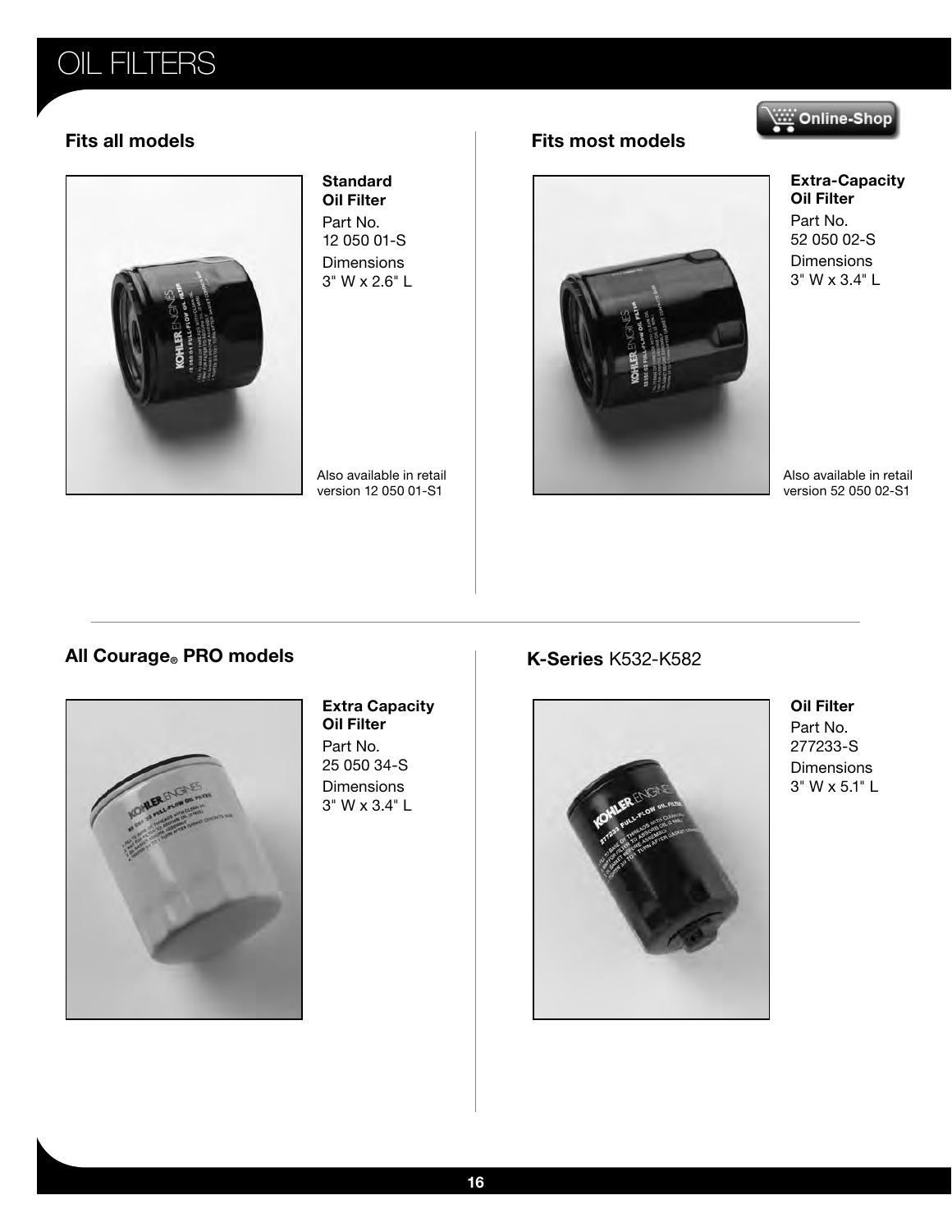# OIL FILTERS

Online-Shop

## Fits all models

**Standard Oil Filter**

Part No.
12 050 01-S

Dimensions
3" W x 2.6" L

Also available in retail version 12 050 01-S1

## Fits most models

**Extra-Capacity Oil Filter**

Part No.
52 050 02-S

Dimensions
3" W x 3.4" L

Also available in retail version 52 050 02-S1

## All Courage® PRO models

**Extra Capacity Oil Filter**

Part No.
25 050 34-S

Dimensions
3" W x 3.4" L

## K-Series K532-K582

**Oil Filter**

Part No.
277233-S

Dimensions
3" W x 5.1" L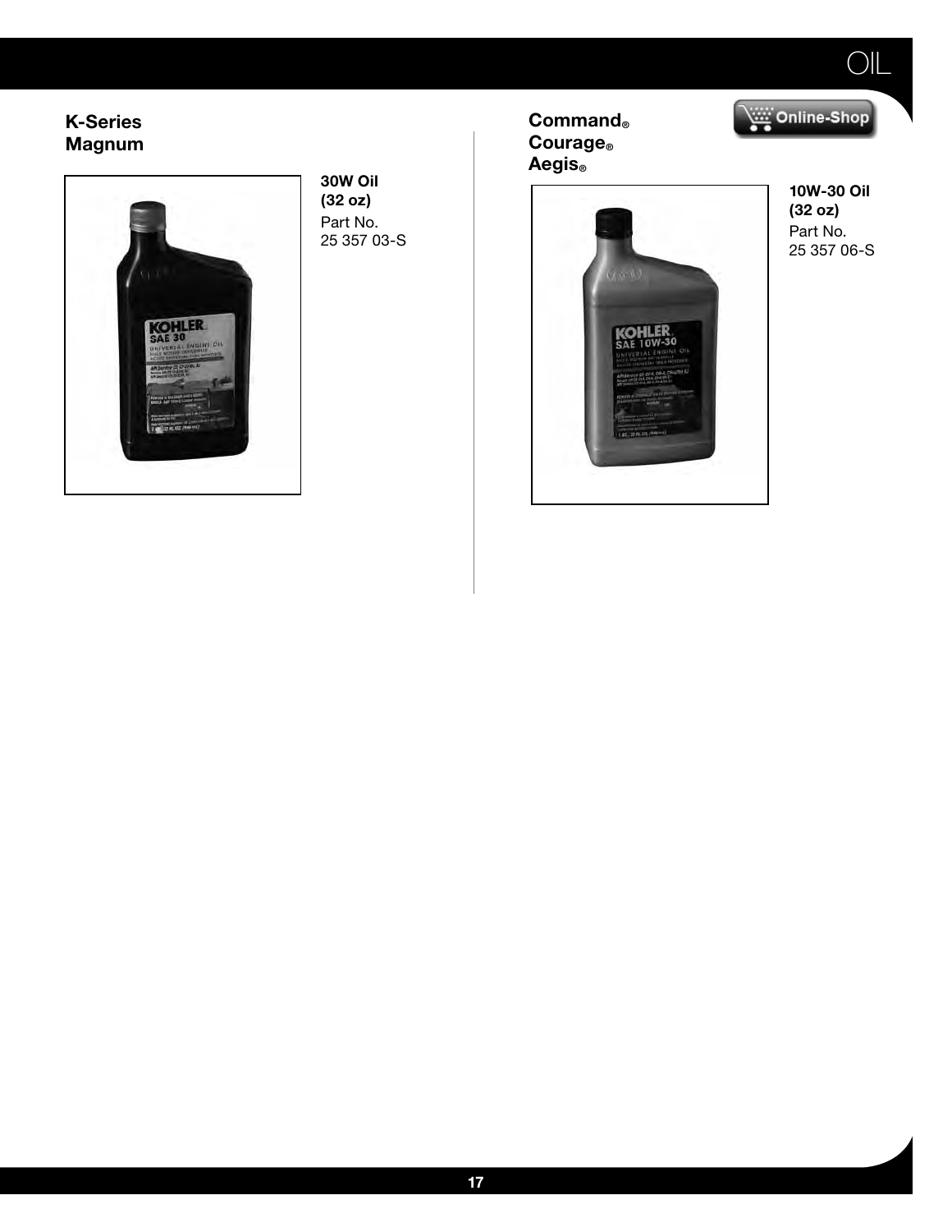# OIL

## K-Series Magnum

**30W Oil (32 oz)**
Part No.
25 357 03-S

## Command® Courage® Aegis®

**10W-30 Oil (32 oz)**
Part No.
25 357 06-S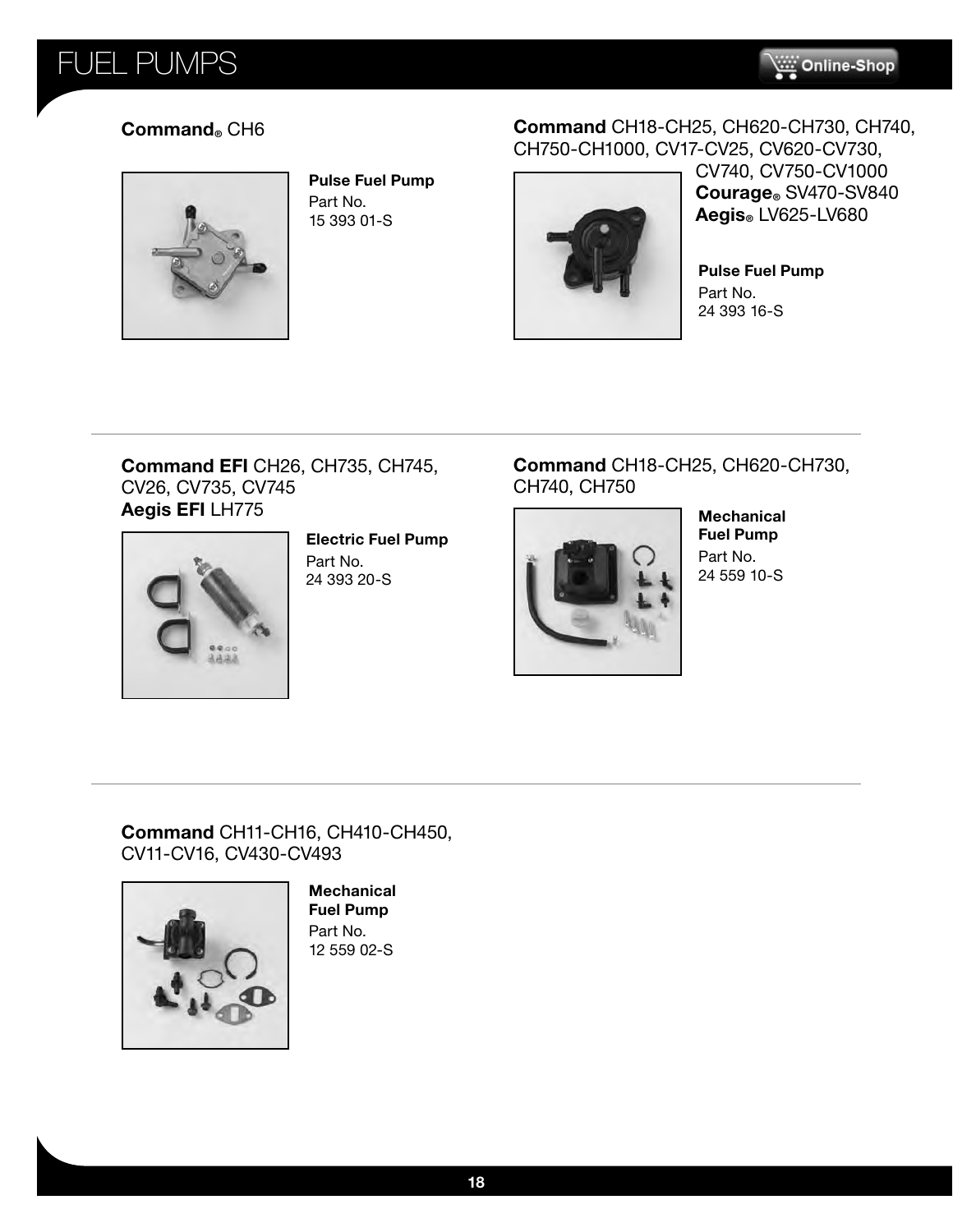# FUEL PUMPS

**Command®** CH6

**Pulse Fuel Pump**
Part No.
15 393 01-S

**Command** CH18-CH25, CH620-CH730, CH740, CH750-CH1000, CV17-CV25, CV620-CV730, CV740, CV750-CV1000
**Courage®** SV470-SV840
**Aegis®** LV625-LV680

**Pulse Fuel Pump**
Part No.
24 393 16-S

---

**Command EFI** CH26, CH735, CH745, CV26, CV735, CV745
**Aegis EFI** LH775

**Electric Fuel Pump**
Part No.
24 393 20-S

**Command** CH18-CH25, CH620-CH730, CH740, CH750

**Mechanical Fuel Pump**
Part No.
24 559 10-S

---

**Command** CH11-CH16, CH410-CH450, CV11-CV16, CV430-CV493

**Mechanical Fuel Pump**
Part No.
12 559 02-S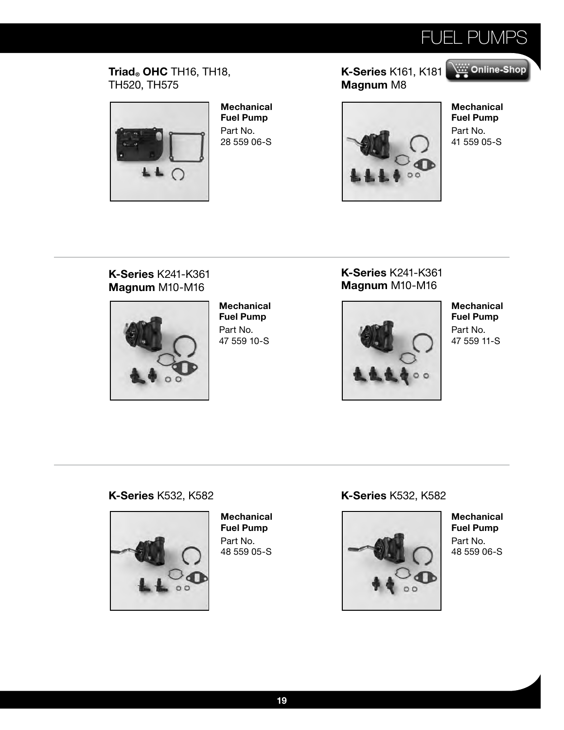# FUEL PUMPS

**Triad® OHC** TH16, TH18, TH520, TH575

**Mechanical Fuel Pump**
Part No.
28 559 06-S

**K-Series** K161, K181
**Magnum** M8

Online-Shop

**Mechanical Fuel Pump**
Part No.
41 559 05-S

---

**K-Series** K241-K361
**Magnum** M10-M16

**Mechanical Fuel Pump**
Part No.
47 559 10-S

**K-Series** K241-K361
**Magnum** M10-M16

**Mechanical Fuel Pump**
Part No.
47 559 11-S

---

**K-Series** K532, K582

**Mechanical Fuel Pump**
Part No.
48 559 05-S

**K-Series** K532, K582

**Mechanical Fuel Pump**
Part No.
48 559 06-S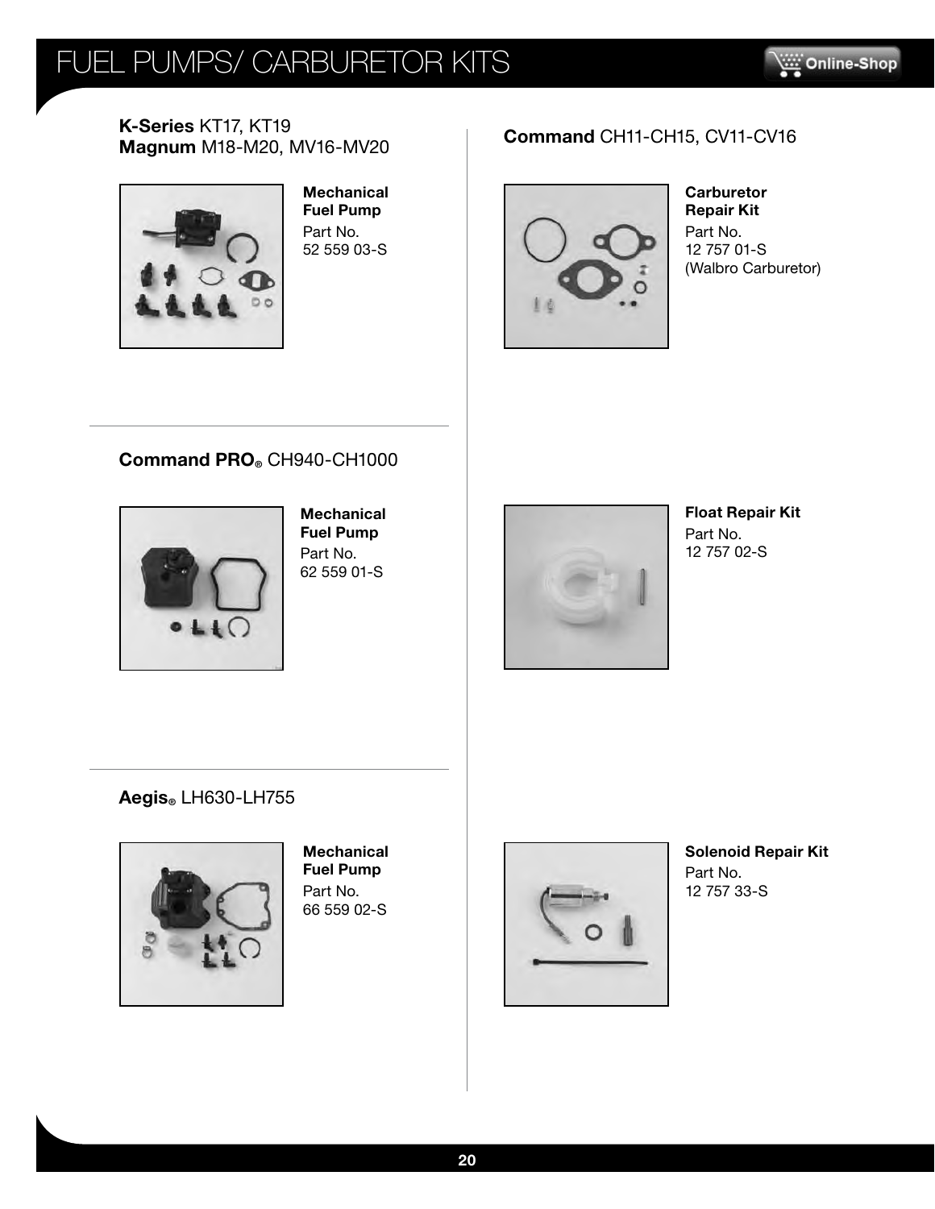# FUEL PUMPS/ CARBURETOR KITS

## **K-Series** KT17, KT19 **Magnum** M18-M20, MV16-MV20

**Mechanical Fuel Pump**
Part No.
52 559 03-S

## **Command PRO®** CH940-CH1000

**Mechanical Fuel Pump**
Part No.
62 559 01-S

## **Aegis®** LH630-LH755

**Mechanical Fuel Pump**
Part No.
66 559 02-S

## **Command** CH11-CH15, CV11-CV16

**Carburetor Repair Kit**
Part No.
12 757 01-S
(Walbro Carburetor)

**Float Repair Kit**
Part No.
12 757 02-S

**Solenoid Repair Kit**
Part No.
12 757 33-S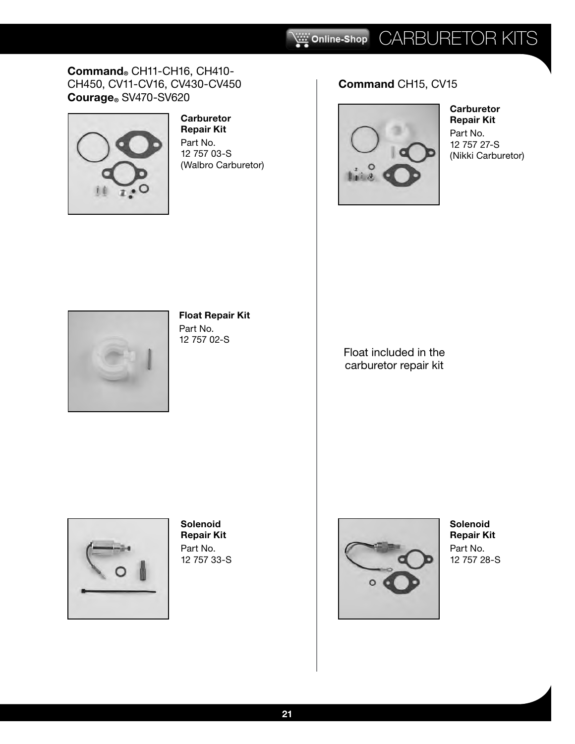# CARBURETOR KITS

## **Command**® CH11-CH16, CH410-CH450, CV11-CV16, CV430-CV450 **Courage**® SV470-SV620

**Carburetor Repair Kit**
Part No.
12 757 03-S
(Walbro Carburetor)

**Float Repair Kit**
Part No.
12 757 02-S

**Solenoid Repair Kit**
Part No.
12 757 33-S

## **Command** CH15, CV15

**Carburetor Repair Kit**
Part No.
12 757 27-S
(Nikki Carburetor)

Float included in the carburetor repair kit

**Solenoid Repair Kit**
Part No.
12 757 28-S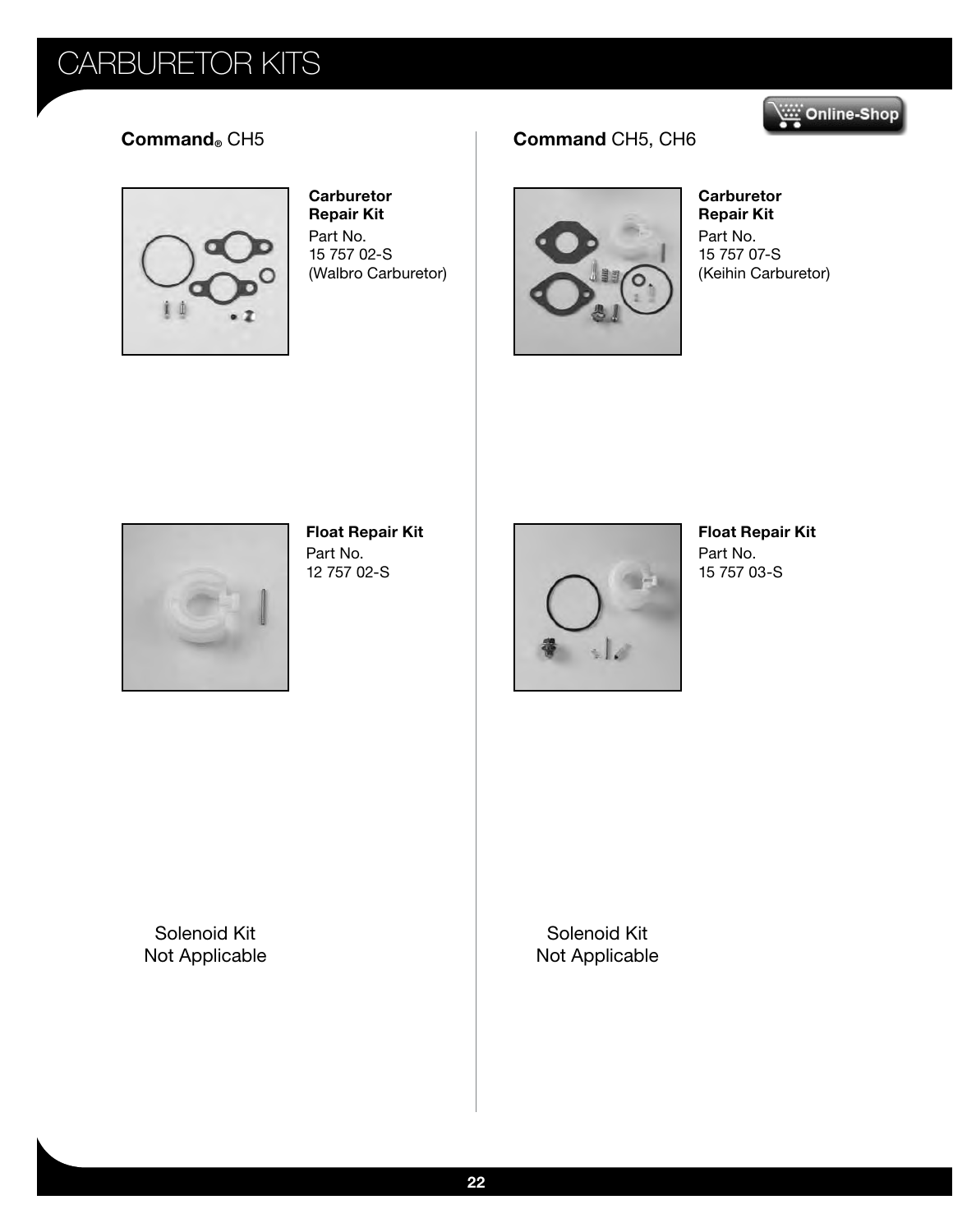# CARBURETOR KITS

## Command® CH5

**Carburetor Repair Kit**
Part No.
15 757 02-S
(Walbro Carburetor)

**Float Repair Kit**
Part No.
12 757 02-S

Solenoid Kit
Not Applicable

## Command CH5, CH6

**Carburetor Repair Kit**
Part No.
15 757 07-S
(Keihin Carburetor)

**Float Repair Kit**
Part No.
15 757 03-S

Solenoid Kit
Not Applicable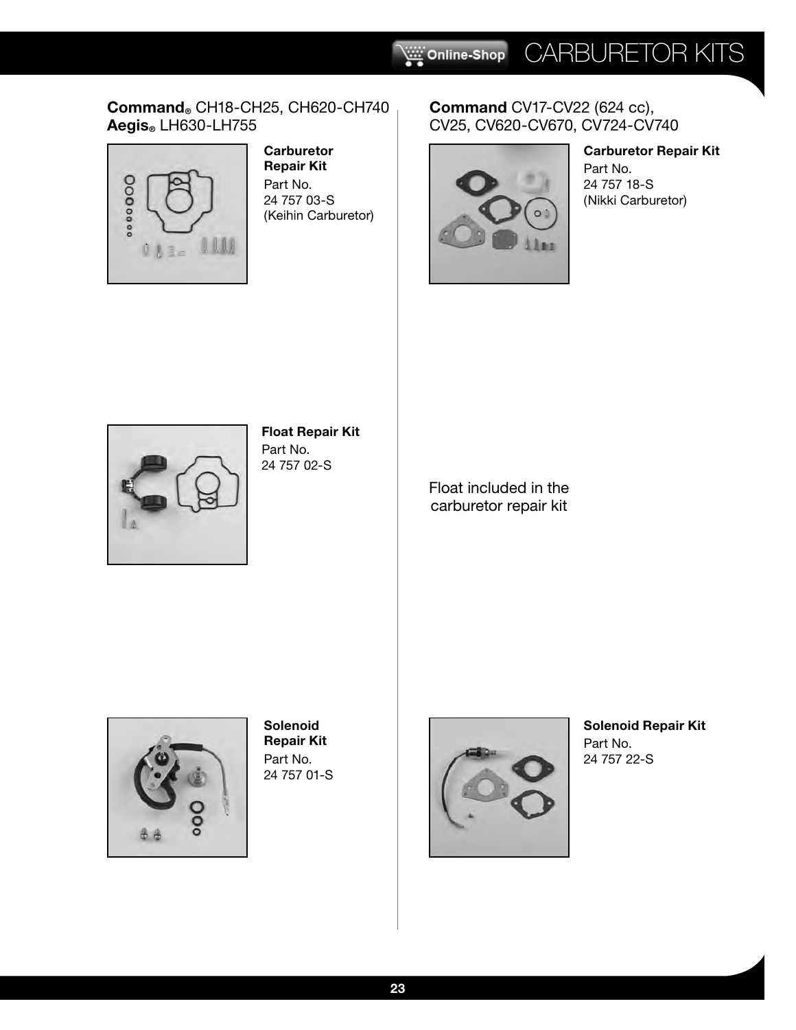# CARBURETOR KITS

## **Command**® CH18-CH25, CH620-CH740 **Aegis**® LH630-LH755

**Carburetor Repair Kit**
Part No.
24 757 03-S
(Keihin Carburetor)

**Float Repair Kit**
Part No.
24 757 02-S

**Solenoid Repair Kit**
Part No.
24 757 01-S

## **Command** CV17-CV22 (624 cc), CV25, CV620-CV670, CV724-CV740

**Carburetor Repair Kit**
Part No.
24 757 18-S
(Nikki Carburetor)

Float included in the carburetor repair kit

**Solenoid Repair Kit**
Part No.
24 757 22-S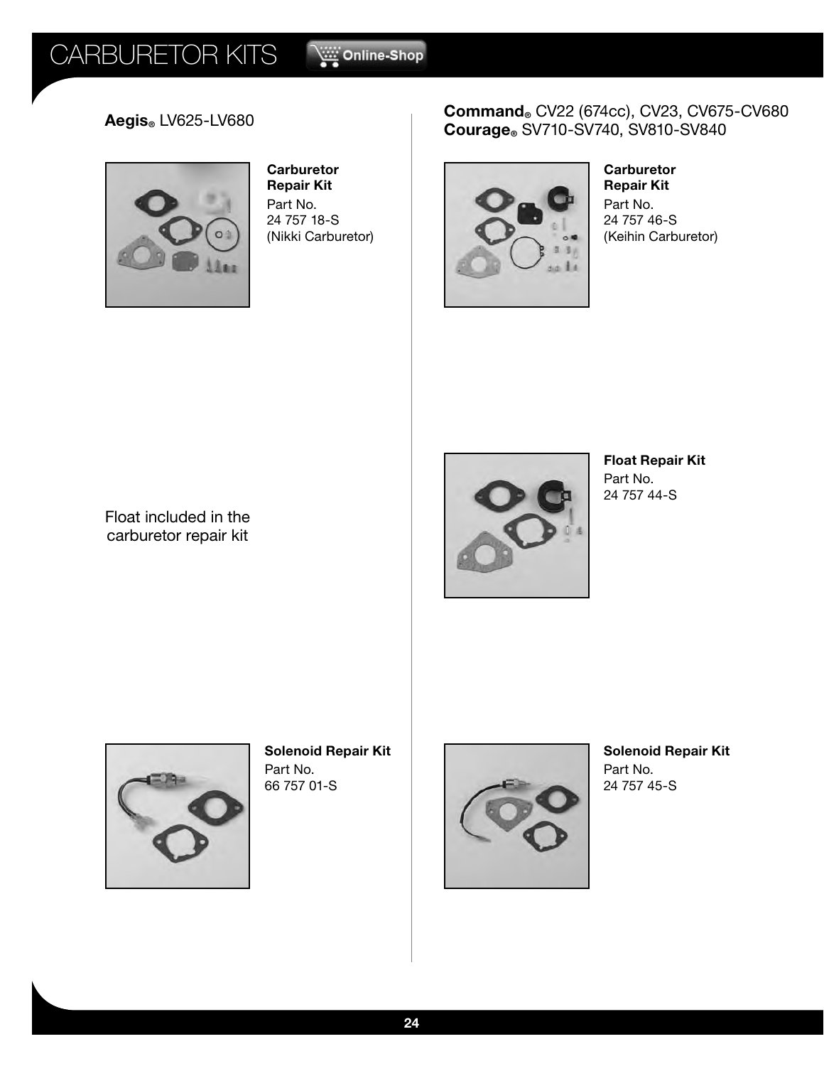# CARBURETOR KITS

## Aegis® LV625-LV680

**Carburetor Repair Kit**
Part No.
24 757 18-S
(Nikki Carburetor)

Float included in the carburetor repair kit

**Solenoid Repair Kit**
Part No.
66 757 01-S

## Command® CV22 (674cc), CV23, CV675-CV680
## Courage® SV710-SV740, SV810-SV840

**Carburetor Repair Kit**
Part No.
24 757 46-S
(Keihin Carburetor)

**Float Repair Kit**
Part No.
24 757 44-S

**Solenoid Repair Kit**
Part No.
24 757 45-S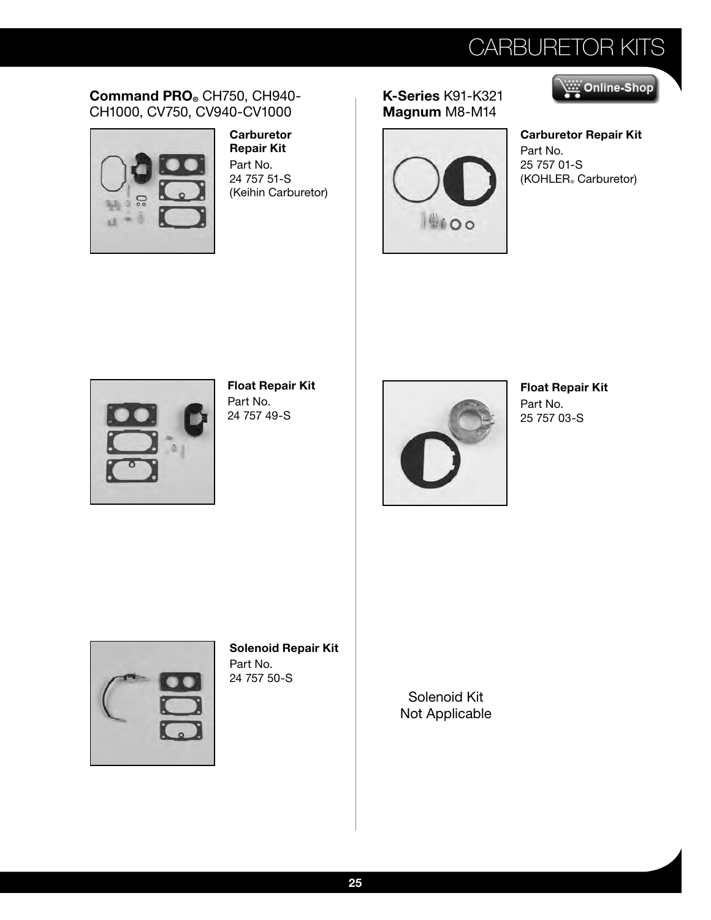# CARBURETOR KITS

## **Command PRO®** CH750, CH940-CH1000, CV750, CV940-CV1000

**Carburetor Repair Kit**
Part No.
24 757 51-S
(Keihin Carburetor)

**Float Repair Kit**
Part No.
24 757 49-S

**Solenoid Repair Kit**
Part No.
24 757 50-S

## **K-Series** K91-K321 **Magnum** M8-M14

Online-Shop

**Carburetor Repair Kit**
Part No.
25 757 01-S
(KOHLER® Carburetor)

**Float Repair Kit**
Part No.
25 757 03-S

Solenoid Kit
Not Applicable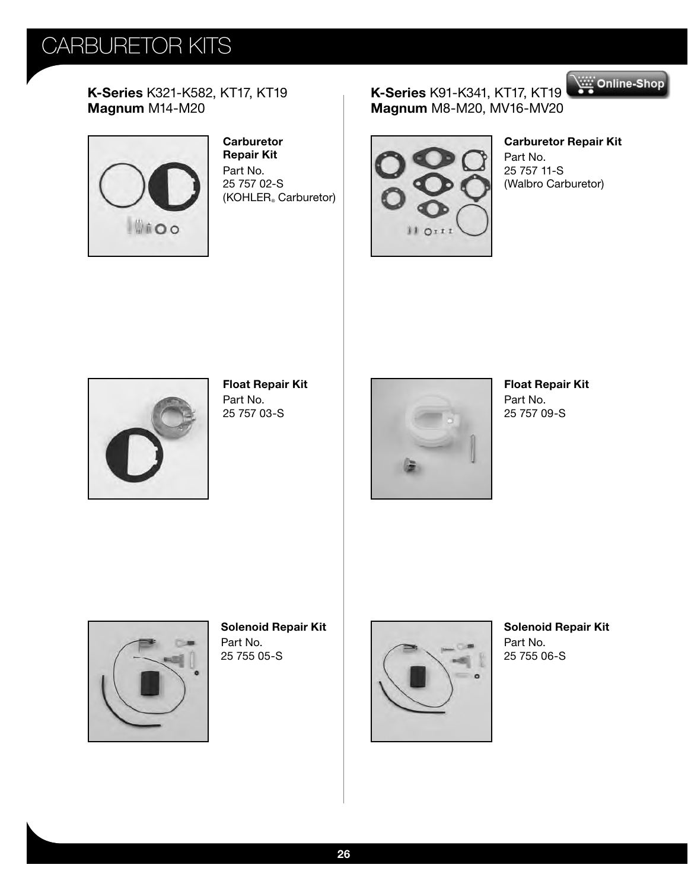# CARBURETOR KITS

## **K-Series** K321-K582, KT17, KT19 **Magnum** M14-M20

**Carburetor Repair Kit**
Part No.
25 757 02-S
(KOHLER® Carburetor)

**Float Repair Kit**
Part No.
25 757 03-S

**Solenoid Repair Kit**
Part No.
25 755 05-S

## **K-Series** K91-K341, KT17, KT19 **Magnum** M8-M20, MV16-MV20

Online-Shop

**Carburetor Repair Kit**
Part No.
25 757 11-S
(Walbro Carburetor)

**Float Repair Kit**
Part No.
25 757 09-S

**Solenoid Repair Kit**
Part No.
25 755 06-S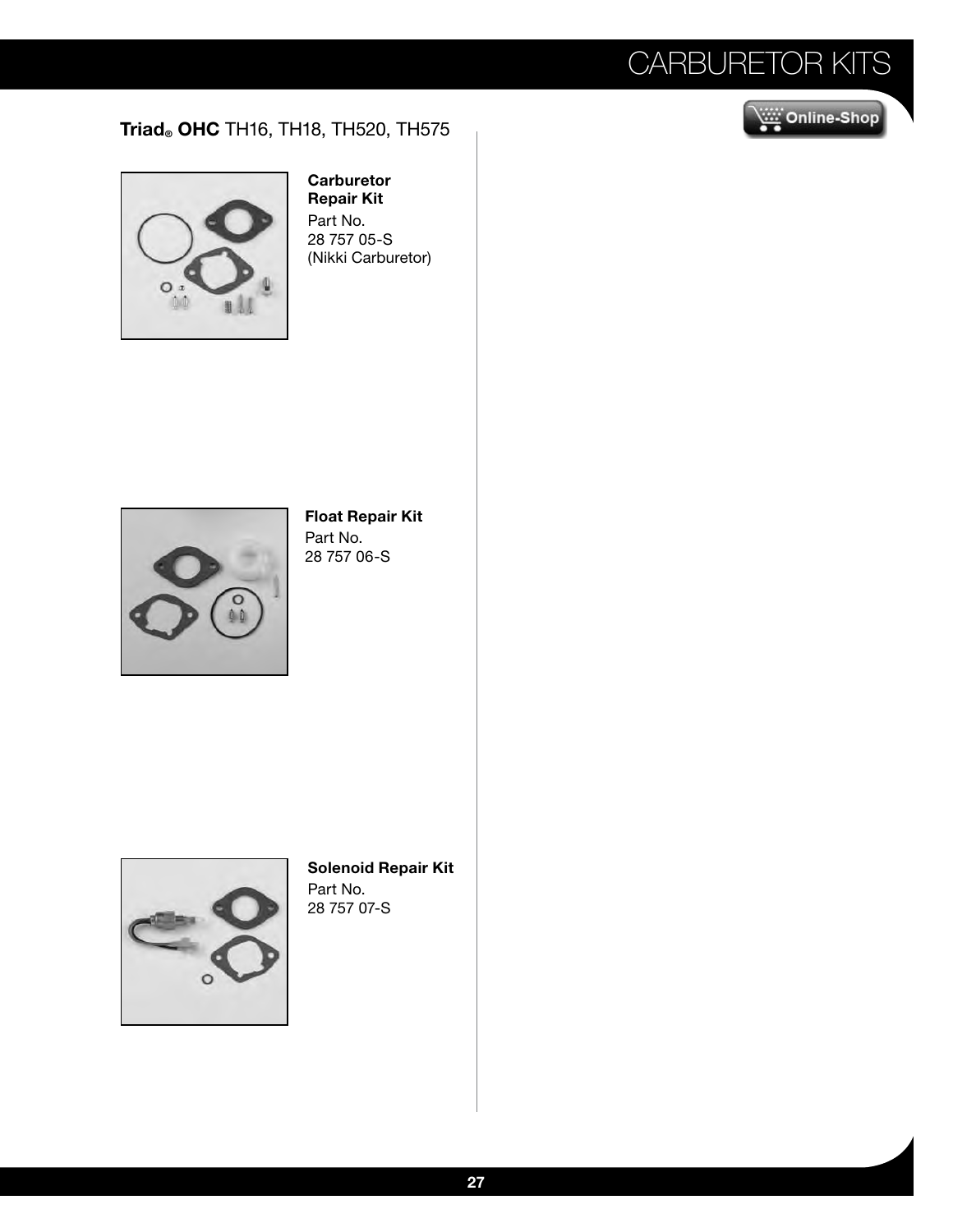# CARBURETOR KITS

## Triad® OHC TH16, TH18, TH520, TH575

**Carburetor Repair Kit**
Part No.
28 757 05-S
(Nikki Carburetor)

**Float Repair Kit**
Part No.
28 757 06-S

**Solenoid Repair Kit**
Part No.
28 757 07-S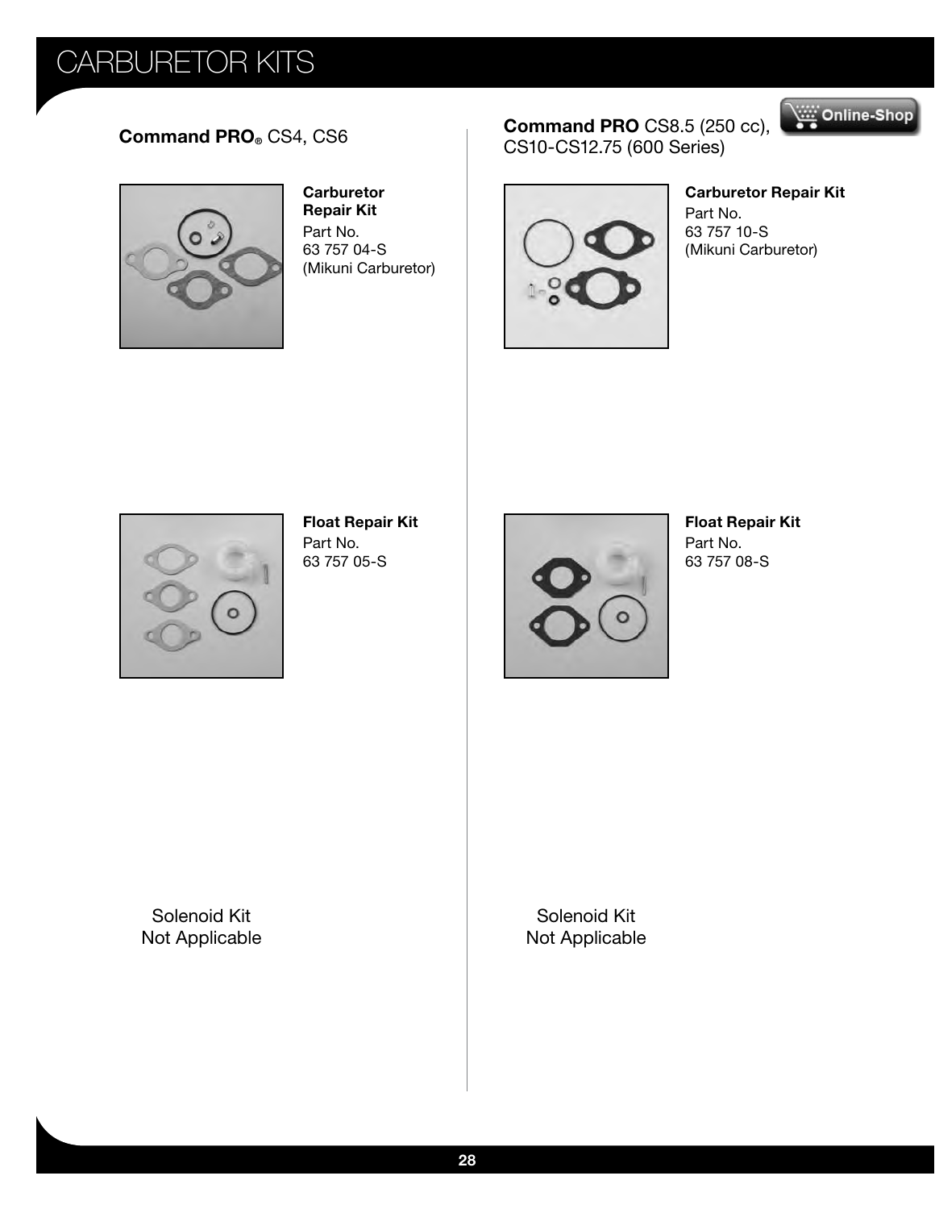# CARBURETOR KITS

## Command PRO® CS4, CS6

**Carburetor Repair Kit**
Part No.
63 757 04-S
(Mikuni Carburetor)

**Float Repair Kit**
Part No.
63 757 05-S

Solenoid Kit
Not Applicable

## Command PRO CS8.5 (250 cc), CS10-CS12.75 (600 Series)

**Carburetor Repair Kit**
Part No.
63 757 10-S
(Mikuni Carburetor)

**Float Repair Kit**
Part No.
63 757 08-S

Solenoid Kit
Not Applicable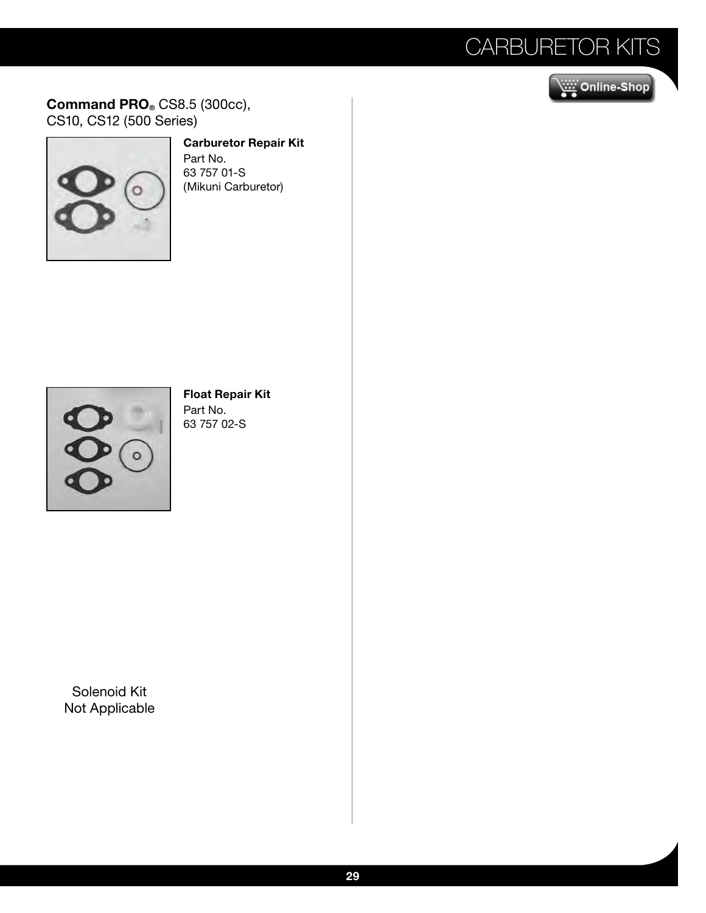## Command PRO® CS8.5 (300cc), CS10, CS12 (500 Series)

**Carburetor Repair Kit**
Part No.
63 757 01-S
(Mikuni Carburetor)

**Float Repair Kit**
Part No.
63 757 02-S

Solenoid Kit
Not Applicable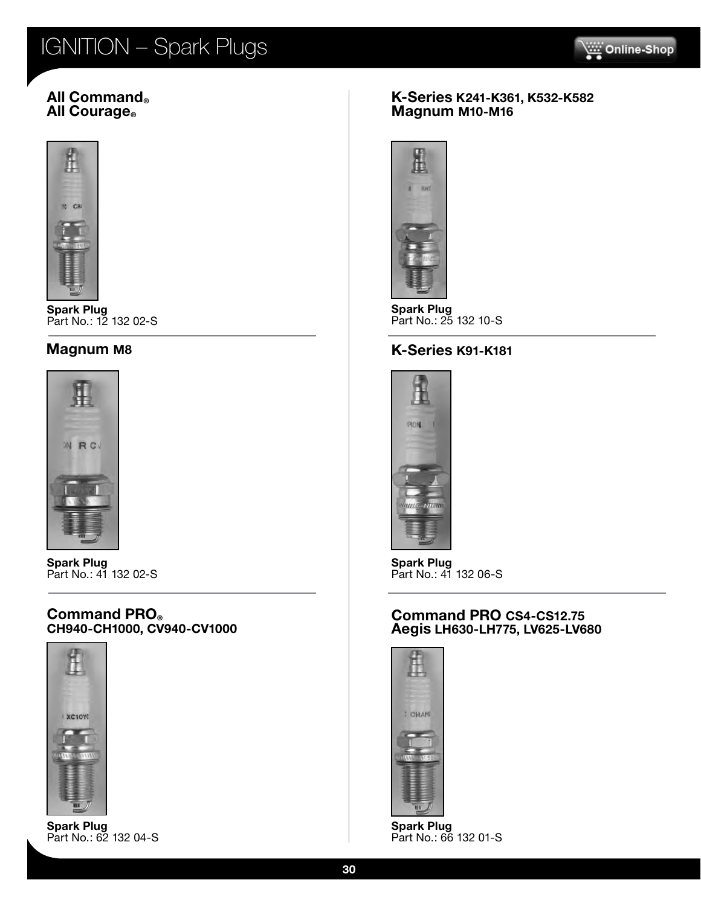# IGNITION – Spark Plugs

## All Command® All Courage®

**Spark Plug**
Part No.: 12 132 02-S

## Magnum M8

**Spark Plug**
Part No.: 41 132 02-S

## Command PRO® CH940-CH1000, CV940-CV1000

**Spark Plug**
Part No.: 62 132 04-S

## K-Series K241-K361, K532-K582 Magnum M10-M16

**Spark Plug**
Part No.: 25 132 10-S

## K-Series K91-K181

**Spark Plug**
Part No.: 41 132 06-S

## Command PRO CS4-CS12.75 Aegis LH630-LH775, LV625-LV680

**Spark Plug**
Part No.: 66 132 01-S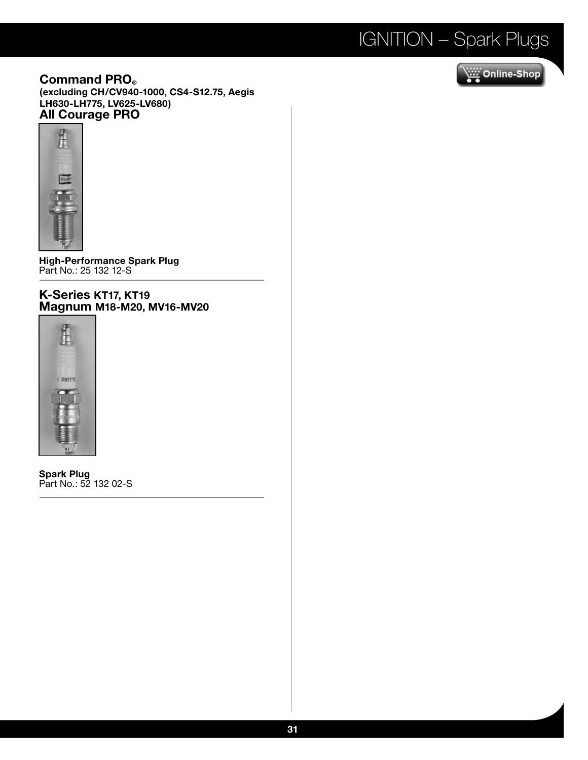# IGNITION – Spark Plugs

## Command PRO®
**(excluding CH/CV940-1000, CS4-S12.75, Aegis LH630-LH775, LV625-LV680)**
## All Courage PRO

**High-Performance Spark Plug**
Part No.: 25 132 12-S

---

## K-Series KT17, KT19
## Magnum M18-M20, MV16-MV20

**Spark Plug**
Part No.: 52 132 02-S

---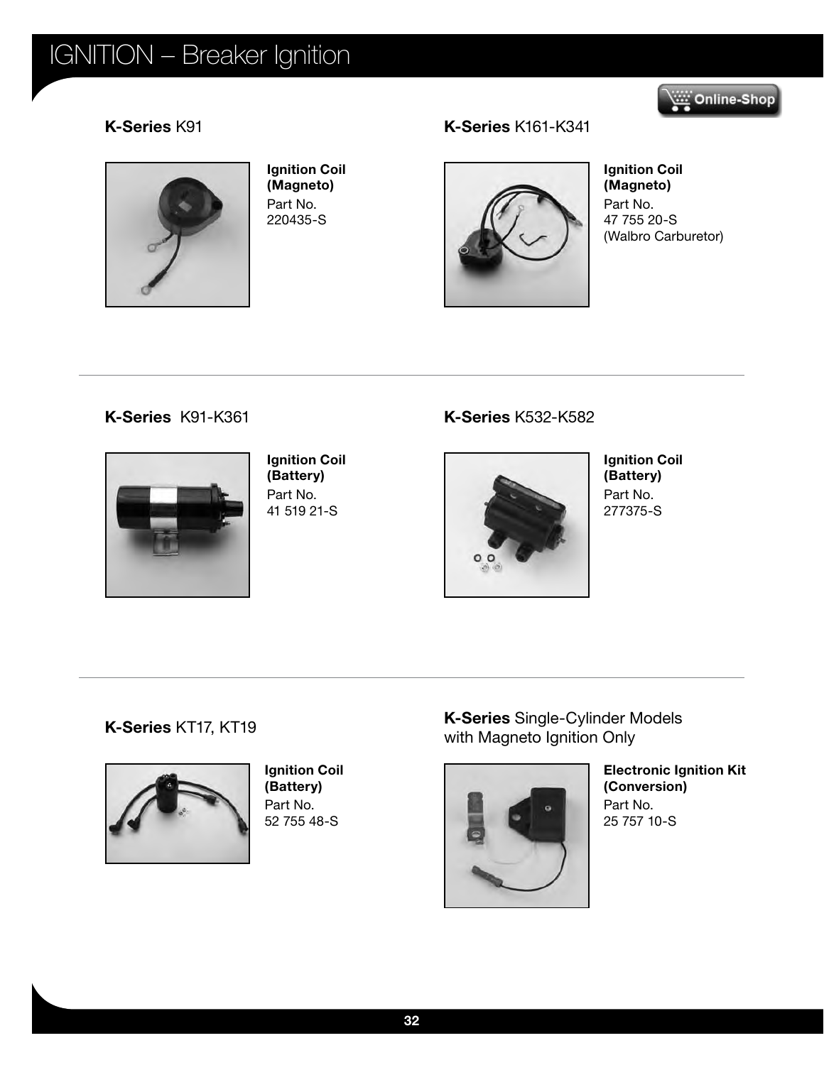# IGNITION – Breaker Ignition

Online-Shop

**K-Series** K91

**Ignition Coil (Magneto)**
Part No.
220435-S

**K-Series** K161-K341

**Ignition Coil (Magneto)**
Part No.
47 755 20-S
(Walbro Carburetor)

---

**K-Series** K91-K361

**Ignition Coil (Battery)**
Part No.
41 519 21-S

**K-Series** K532-K582

**Ignition Coil (Battery)**
Part No.
277375-S

---

**K-Series** KT17, KT19

**Ignition Coil (Battery)**
Part No.
52 755 48-S

**K-Series** Single-Cylinder Models with Magneto Ignition Only

**Electronic Ignition Kit (Conversion)**
Part No.
25 757 10-S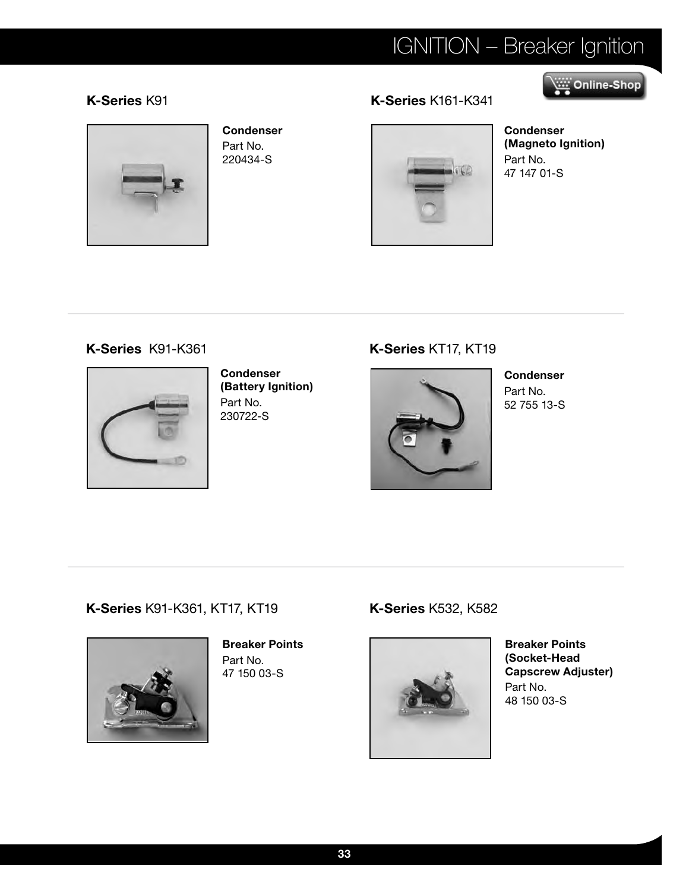# IGNITION – Breaker Ignition

Online-Shop

## K-Series K91

**Condenser**
Part No.
220434-S

## K-Series K161-K341

**Condenser (Magneto Ignition)**
Part No.
47 147 01-S

---

## K-Series K91-K361

**Condenser (Battery Ignition)**
Part No.
230722-S

## K-Series KT17, KT19

**Condenser**
Part No.
52 755 13-S

---

## K-Series K91-K361, KT17, KT19

**Breaker Points**
Part No.
47 150 03-S

## K-Series K532, K582

**Breaker Points (Socket-Head Capscrew Adjuster)**
Part No.
48 150 03-S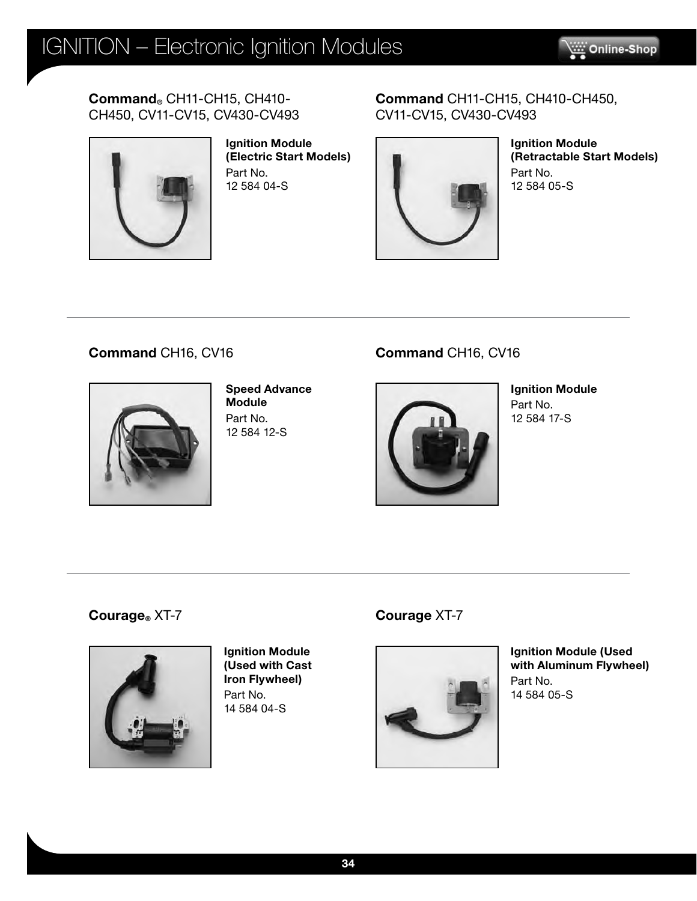# IGNITION – Electronic Ignition Modules

**Command®** CH11-CH15, CH410-CH450, CV11-CV15, CV430-CV493

**Ignition Module (Electric Start Models)**
Part No.
12 584 04-S

**Command** CH11-CH15, CH410-CH450, CV11-CV15, CV430-CV493

**Ignition Module (Retractable Start Models)**
Part No.
12 584 05-S

---

**Command** CH16, CV16

**Speed Advance Module**
Part No.
12 584 12-S

**Command** CH16, CV16

**Ignition Module**
Part No.
12 584 17-S

---

**Courage®** XT-7

**Ignition Module (Used with Cast Iron Flywheel)**
Part No.
14 584 04-S

**Courage** XT-7

**Ignition Module (Used with Aluminum Flywheel)**
Part No.
14 584 05-S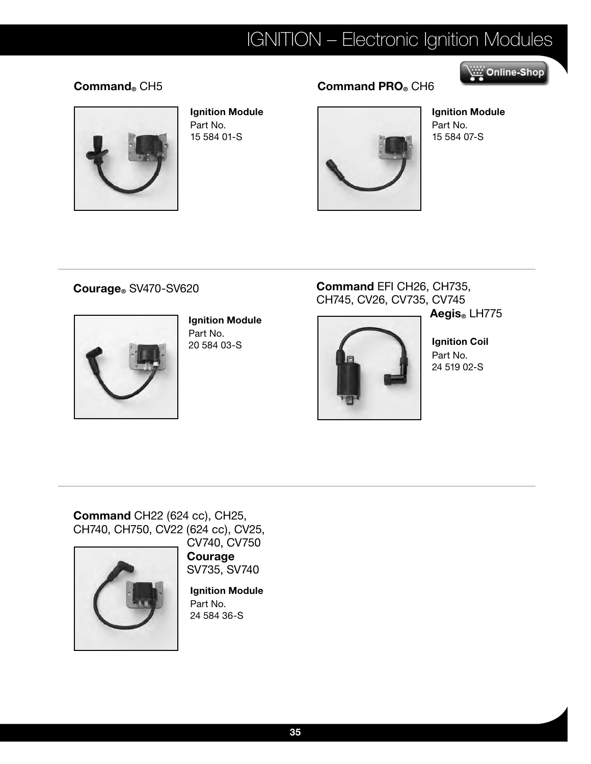# IGNITION – Electronic Ignition Modules

Online-Shop

## Command® CH5

**Ignition Module**
Part No.
15 584 01-S

## Command PRO® CH6

**Ignition Module**
Part No.
15 584 07-S

---

## Courage® SV470-SV620

**Ignition Module**
Part No.
20 584 03-S

## Command EFI CH26, CH735, CH745, CV26, CV735, CV745 Aegis® LH775

**Ignition Coil**
Part No.
24 519 02-S

---

## Command CH22 (624 cc), CH25, CH740, CH750, CV22 (624 cc), CV25, CV740, CV750 Courage SV735, SV740

**Ignition Module**
Part No.
24 584 36-S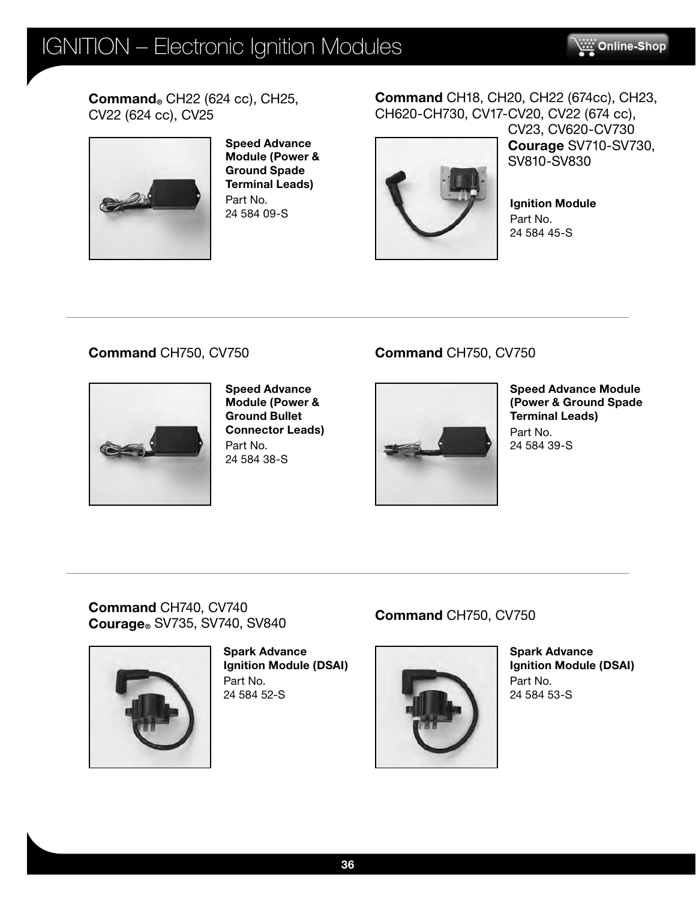# IGNITION – Electronic Ignition Modules

**Command®** CH22 (624 cc), CH25, CV22 (624 cc), CV25

**Speed Advance Module (Power & Ground Spade Terminal Leads)**
Part No.
24 584 09-S

**Command** CH18, CH20, CH22 (674cc), CH23, CH620-CH730, CV17-CV20, CV22 (674 cc), CV23, CV620-CV730
**Courage** SV710-SV730, SV810-SV830

**Ignition Module**
Part No.
24 584 45-S

---

**Command** CH750, CV750

**Speed Advance Module (Power & Ground Bullet Connector Leads)**
Part No.
24 584 38-S

**Command** CH750, CV750

**Speed Advance Module (Power & Ground Spade Terminal Leads)**
Part No.
24 584 39-S

---

**Command** CH740, CV740
**Courage®** SV735, SV740, SV840

**Spark Advance Ignition Module (DSAI)**
Part No.
24 584 52-S

**Command** CH750, CV750

**Spark Advance Ignition Module (DSAI)**
Part No.
24 584 53-S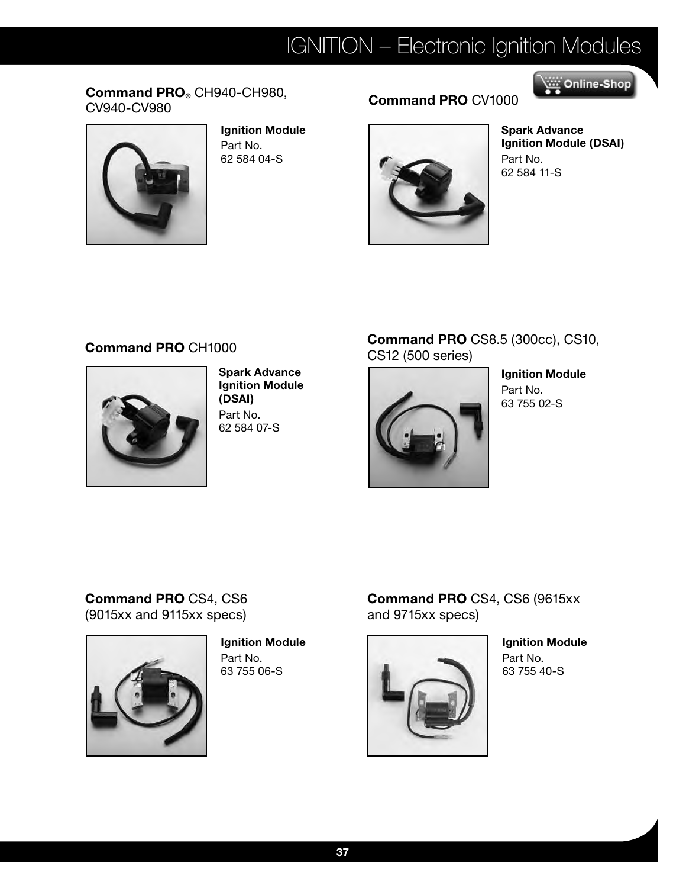# IGNITION – Electronic Ignition Modules

**Command PRO®** CH940-CH980, CV940-CV980

**Ignition Module**
Part No.
62 584 04-S

**Command PRO** CV1000

**Spark Advance Ignition Module (DSAI)**
Part No.
62 584 11-S

**Command PRO** CH1000

**Spark Advance Ignition Module (DSAI)**
Part No.
62 584 07-S

**Command PRO** CS8.5 (300cc), CS10, CS12 (500 series)

**Ignition Module**
Part No.
63 755 02-S

**Command PRO** CS4, CS6 (9015xx and 9115xx specs)

**Ignition Module**
Part No.
63 755 06-S

**Command PRO** CS4, CS6 (9615xx and 9715xx specs)

**Ignition Module**
Part No.
63 755 40-S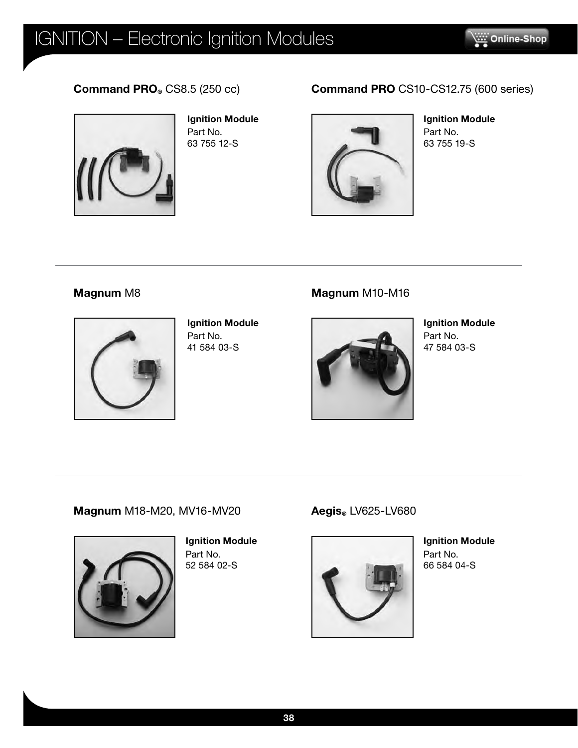# IGNITION – Electronic Ignition Modules

## **Command PRO®** CS8.5 (250 cc)

**Ignition Module**
Part No.
63 755 12-S

## **Command PRO** CS10-CS12.75 (600 series)

**Ignition Module**
Part No.
63 755 19-S

## **Magnum** M8

**Ignition Module**
Part No.
41 584 03-S

## **Magnum** M10-M16

**Ignition Module**
Part No.
47 584 03-S

## **Magnum** M18-M20, MV16-MV20

**Ignition Module**
Part No.
52 584 02-S

## **Aegis®** LV625-LV680

**Ignition Module**
Part No.
66 584 04-S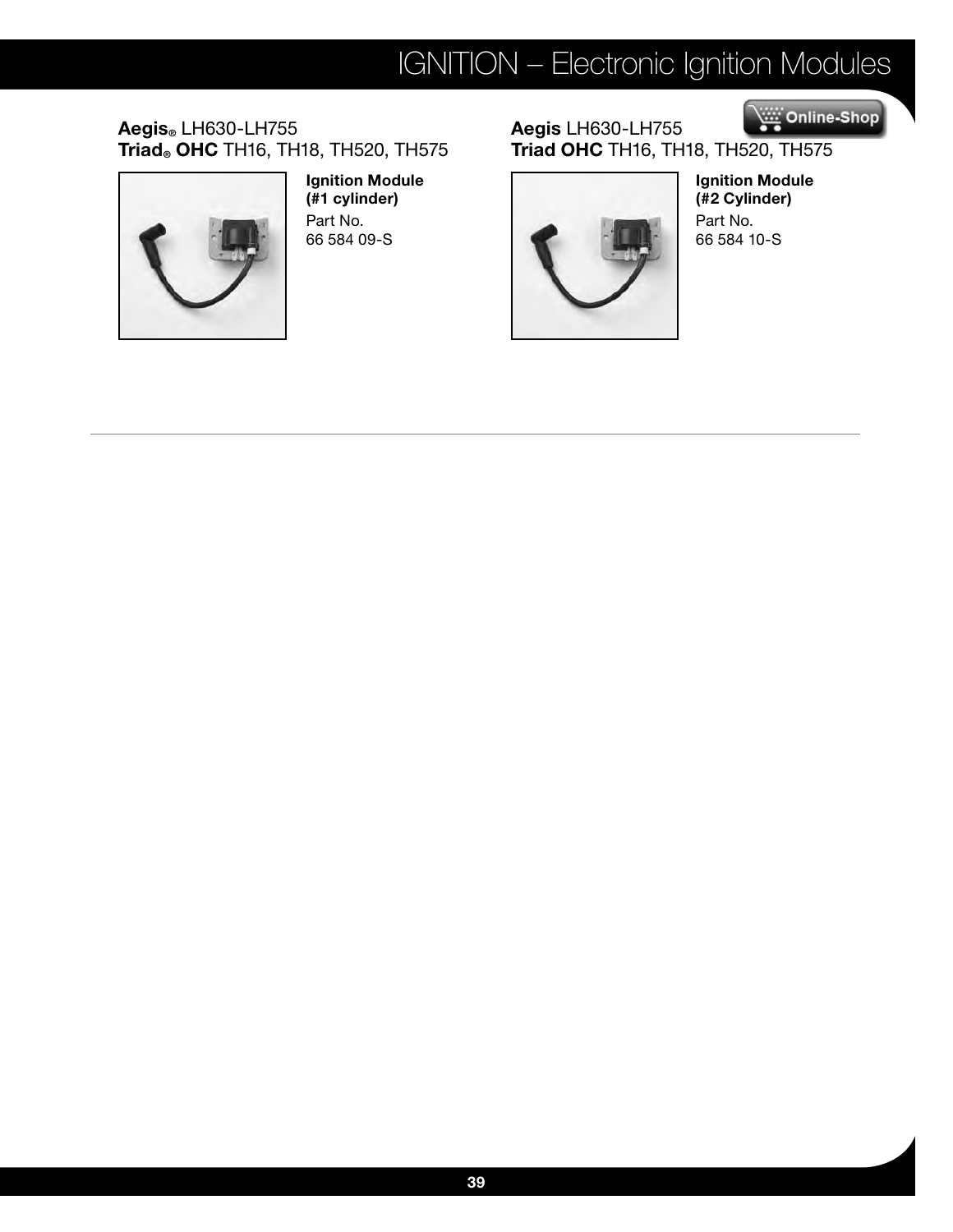# IGNITION – Electronic Ignition Modules

**Aegis®** LH630-LH755
**Triad® OHC** TH16, TH18, TH520, TH575

**Ignition Module (#1 cylinder)**
Part No.
66 584 09-S

**Aegis** LH630-LH755
**Triad OHC** TH16, TH18, TH520, TH575

**Ignition Module (#2 Cylinder)**
Part No.
66 584 10-S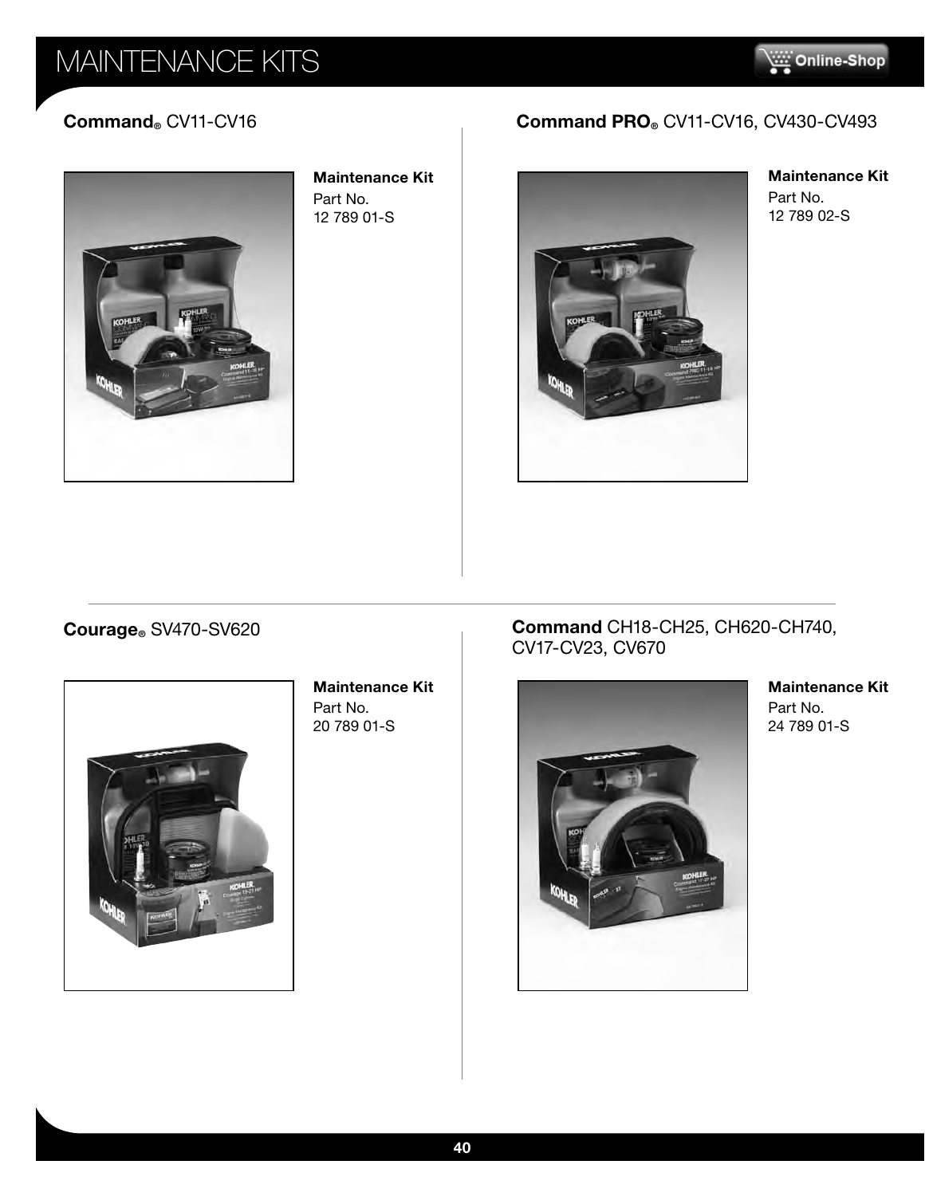# MAINTENANCE KITS

### **Command**® CV11-CV16

**Maintenance Kit**
Part No.
12 789 01-S

### **Command PRO**® CV11-CV16, CV430-CV493

**Maintenance Kit**
Part No.
12 789 02-S

### **Courage**® SV470-SV620

**Maintenance Kit**
Part No.
20 789 01-S

### **Command** CH18-CH25, CH620-CH740, CV17-CV23, CV670

**Maintenance Kit**
Part No.
24 789 01-S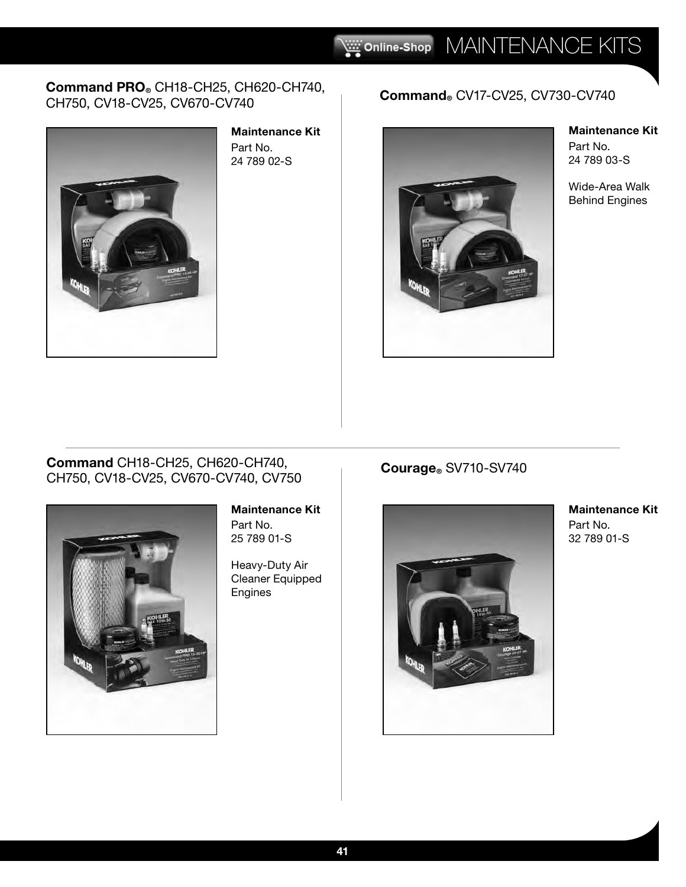# MAINTENANCE KITS

## **Command PRO**® CH18-CH25, CH620-CH740, CH750, CV18-CV25, CV670-CV740

**Maintenance Kit**
Part No.
24 789 02-S

## **Command**® CV17-CV25, CV730-CV740

**Maintenance Kit**
Part No.
24 789 03-S

Wide-Area Walk Behind Engines

## **Command** CH18-CH25, CH620-CH740, CH750, CV18-CV25, CV670-CV740, CV750

**Maintenance Kit**
Part No.
25 789 01-S

Heavy-Duty Air Cleaner Equipped Engines

## **Courage**® SV710-SV740

**Maintenance Kit**
Part No.
32 789 01-S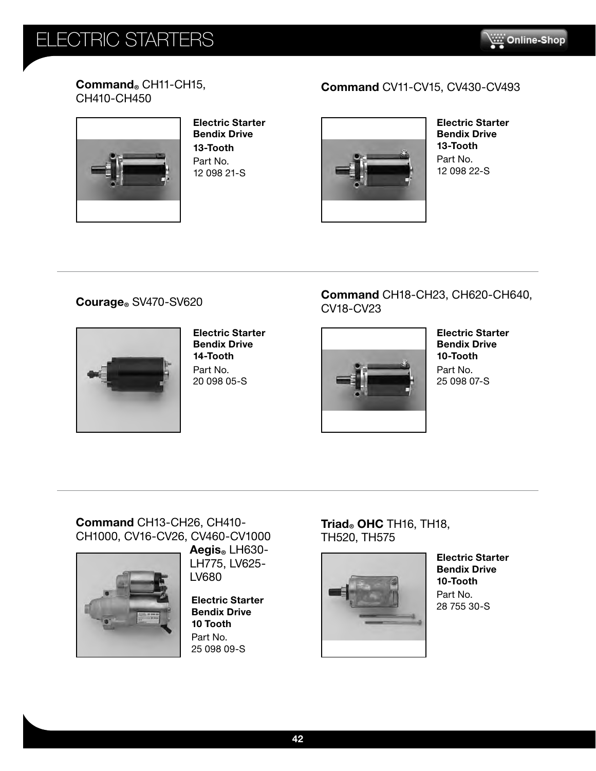# ELECTRIC STARTERS

**Command®** CH11-CH15, CH410-CH450

**Electric Starter**
**Bendix Drive**
**13-Tooth**
Part No.
12 098 21-S

**Command** CV11-CV15, CV430-CV493

**Electric Starter**
**Bendix Drive**
**13-Tooth**
Part No.
12 098 22-S

**Courage®** SV470-SV620

**Electric Starter**
**Bendix Drive**
**14-Tooth**
Part No.
20 098 05-S

**Command** CH18-CH23, CH620-CH640, CV18-CV23

**Electric Starter**
**Bendix Drive**
**10-Tooth**
Part No.
25 098 07-S

**Command** CH13-CH26, CH410-CH1000, CV16-CV26, CV460-CV1000
**Aegis®** LH630-LH775, LV625-LV680

**Electric Starter**
**Bendix Drive**
**10 Tooth**
Part No.
25 098 09-S

**Triad® OHC** TH16, TH18, TH520, TH575

**Electric Starter**
**Bendix Drive**
**10-Tooth**
Part No.
28 755 30-S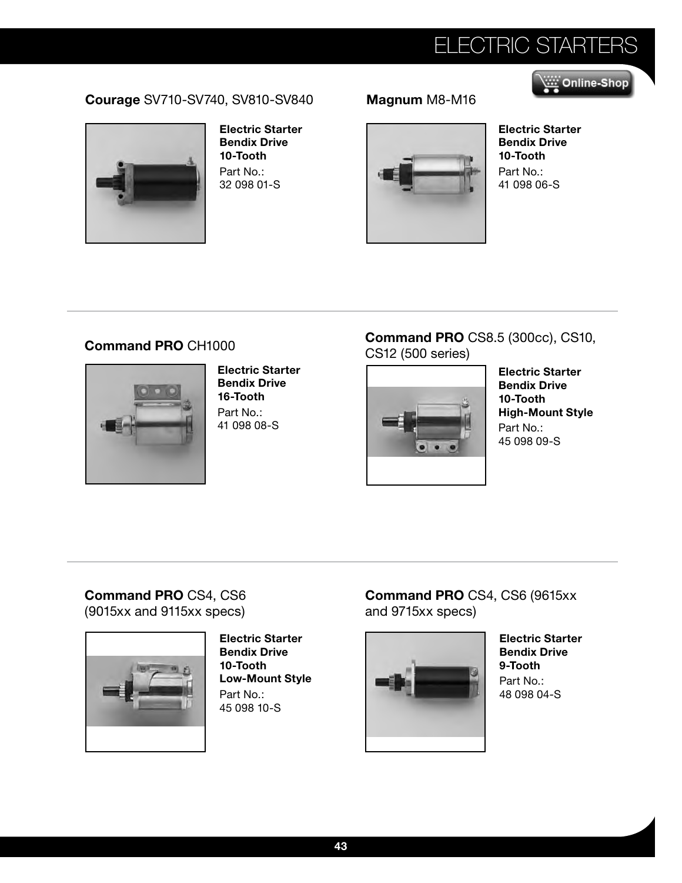# ELECTRIC STARTERS

Online-Shop

## **Courage** SV710-SV740, SV810-SV840

**Electric Starter**
**Bendix Drive**
**10-Tooth**
Part No.:
32 098 01-S

## **Magnum** M8-M16

**Electric Starter**
**Bendix Drive**
**10-Tooth**
Part No.:
41 098 06-S

---

## **Command PRO** CH1000

**Electric Starter**
**Bendix Drive**
**16-Tooth**
Part No.:
41 098 08-S

## **Command PRO** CS8.5 (300cc), CS10, CS12 (500 series)

**Electric Starter**
**Bendix Drive**
**10-Tooth**
**High-Mount Style**
Part No.:
45 098 09-S

---

## **Command PRO** CS4, CS6 (9015xx and 9115xx specs)

**Electric Starter**
**Bendix Drive**
**10-Tooth**
**Low-Mount Style**
Part No.:
45 098 10-S

## **Command PRO** CS4, CS6 (9615xx and 9715xx specs)

**Electric Starter**
**Bendix Drive**
**9-Tooth**
Part No.:
48 098 04-S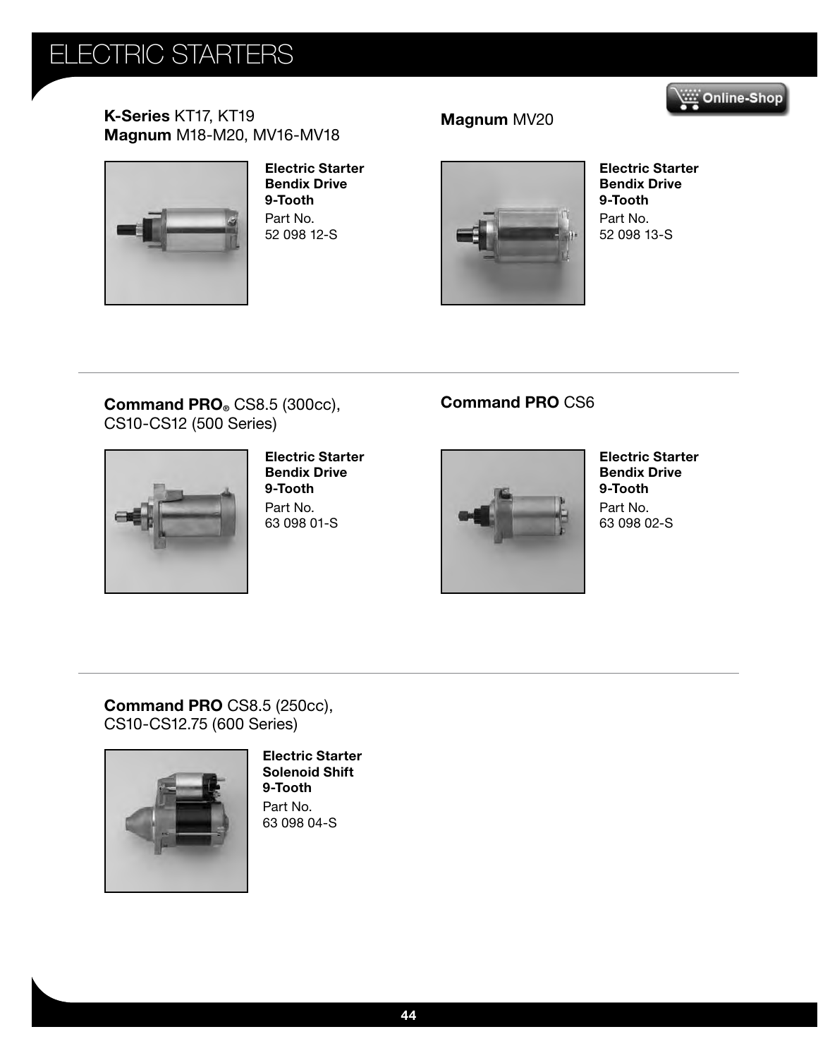# ELECTRIC STARTERS

Online-Shop

## **K-Series** KT17, KT19 **Magnum** M18-M20, MV16-MV18

**Electric Starter**
**Bendix Drive**
**9-Tooth**
Part No.
52 098 12-S

## **Magnum** MV20

**Electric Starter**
**Bendix Drive**
**9-Tooth**
Part No.
52 098 13-S

## **Command PRO®** CS8.5 (300cc), CS10-CS12 (500 Series)

**Electric Starter**
**Bendix Drive**
**9-Tooth**
Part No.
63 098 01-S

## **Command PRO** CS6

**Electric Starter**
**Bendix Drive**
**9-Tooth**
Part No.
63 098 02-S

## **Command PRO** CS8.5 (250cc), CS10-CS12.75 (600 Series)

**Electric Starter**
**Solenoid Shift**
**9-Tooth**
Part No.
63 098 04-S